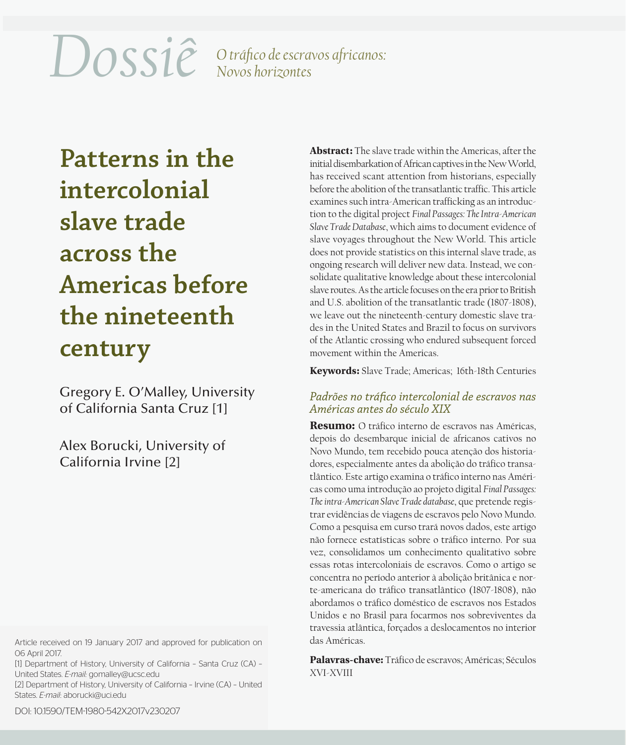*Dossiê* *O tráfico de escravos africanos: Novos horizontes*

# Patterns in the intercolonial slave trade across the Americas before the nineteenth century

Gregory E. O'Malley, University of California Santa Cruz [1]

Alex Borucki, University of California Irvine [2]

**Abstract:** The slave trade within the Americas, after the initial disembarkation of African captives in the New World, has received scant attention from historians, especially before the abolition of the transatlantic traffic. This article examines such intra-American trafficking as an introduction to the digital project *Final Passages: The Intra-American Slave Trade Database*, which aims to document evidence of slave voyages throughout the New World. This article does not provide statistics on this internal slave trade, as ongoing research will deliver new data. Instead, we consolidate qualitative knowledge about these intercolonial slave routes. As the article focuses on the era prior to British and U.S. abolition of the transatlantic trade (1807-1808), we leave out the nineteenth-century domestic slave trades in the United States and Brazil to focus on survivors of the Atlantic crossing who endured subsequent forced movement within the Americas.

**Keywords:** Slave Trade; Americas; 16th-18th Centuries

## *Padrões no tráfico intercolonial de escravos nas Américas antes do século XIX*

**Resumo:** O tráfico interno de escravos nas Américas, depois do desembarque inicial de africanos cativos no Novo Mundo, tem recebido pouca atenção dos historiadores, especialmente antes da abolição do tráfico transatlântico. Este artigo examina o tráfico interno nas Américas como uma introdução ao projeto digital *Final Passages: The intra-American Slave Trade database*, que pretende registrar evidências de viagens de escravos pelo Novo Mundo. Como a pesquisa em curso trará novos dados, este artigo não fornece estatísticas sobre o tráfico interno. Por sua vez, consolidamos um conhecimento qualitativo sobre essas rotas intercoloniais de escravos. Como o artigo se concentra no período anterior à abolição britânica e norte-americana do tráfico transatlântico (1807-1808), não abordamos o tráfico doméstico de escravos nos Estados Unidos e no Brasil para focarmos nos sobreviventes da travessia atlântica, forçados a deslocamentos no interior das Américas.

**Palavras-chave:** Tráfico de escravos; Américas; Séculos XVI-XVIII

Article received on 19 January 2017 and approved for publication on 06 April 2017.

[1] Department of History, University of California – Santa Cruz (CA) – United States. *E-mail:* gomalley@ucsc.edu

[2] Department of History, University of California – Irvine (CA) – United States. *E-mail*: aborucki@uci.edu

DOI: 10.1590/TEM-1980-542X2017v230207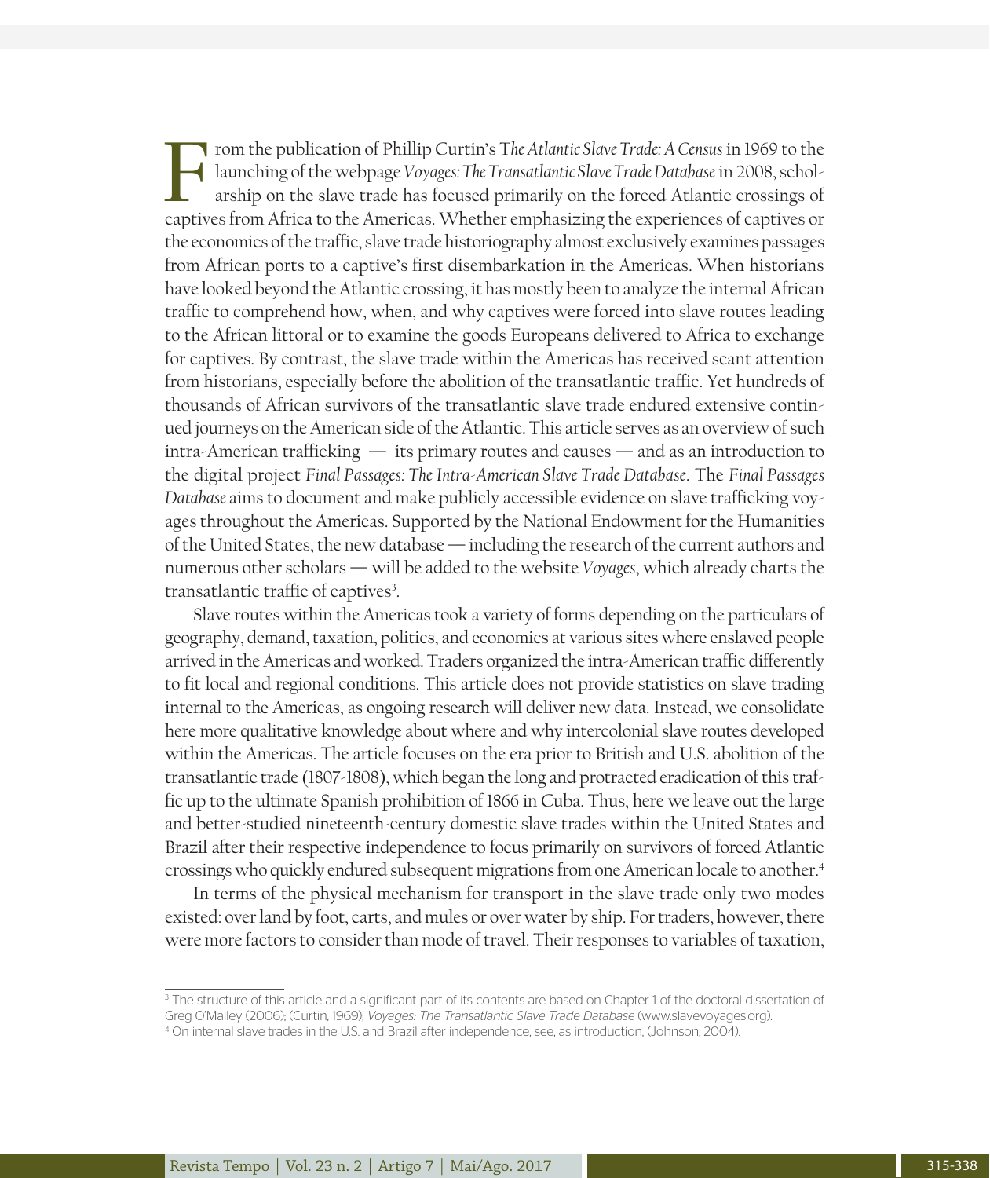From the publication of Phillip Curtin's *The Atlantic Slave Trade: A Census* in 1969 to the launching of the webpage *Voyages: The Transatlantic Slave Trade Database* in 2008, scholarship on the slave trade has focused primarily on the forced Atlantic crossings of captives from Africa to the Americas. Whether emphasizing the experiences of captives or the economics of the traffic, slave trade historiography almost exclusively examines passages from African ports to a captive's first disembarkation in the Americas. When historians have looked beyond the Atlantic crossing, it has mostly been to analyze the internal African traffic to comprehend how, when, and why captives were forced into slave routes leading to the African littoral or to examine the goods Europeans delivered to Africa to exchange for captives. By contrast, the slave trade within the Americas has received scant attention from historians, especially before the abolition of the transatlantic traffic. Yet hundreds of thousands of African survivors of the transatlantic slave trade endured extensive continued journeys on the American side of the Atlantic. This article serves as an overview of such intra-American trafficking — its primary routes and causes — and as an introduction to the digital project *Final Passages: The Intra-American Slave Trade Database*. The *Final Passages Database* aims to document and make publicly accessible evidence on slave trafficking voyages throughout the Americas. Supported by the National Endowment for the Humanities of the United States, the new database — including the research of the current authors and numerous other scholars — will be added to the website *Voyages*, which already charts the transatlantic traffic of captives[3].

Slave routes within the Americas took a variety of forms depending on the particulars of geography, demand, taxation, politics, and economics at various sites where enslaved people arrived in the Americas and worked. Traders organized the intra-American traffic differently to fit local and regional conditions. This article does not provide statistics on slave trading internal to the Americas, as ongoing research will deliver new data. Instead, we consolidate here more qualitative knowledge about where and why intercolonial slave routes developed within the Americas. The article focuses on the era prior to British and U.S. abolition of the transatlantic trade (1807-1808), which began the long and protracted eradication of this traffic up to the ultimate Spanish prohibition of 1866 in Cuba. Thus, here we leave out the large and better-studied nineteenth-century domestic slave trades within the United States and Brazil after their respective independence to focus primarily on survivors of forced Atlantic crossings who quickly endured subsequent migrations from one American locale to another.[4]

In terms of the physical mechanism for transport in the slave trade only two modes existed: over land by foot, carts, and mules or over water by ship. For traders, however, there were more factors to consider than mode of travel. Their responses to variables of taxation,

---

[3] The structure of this article and a significant part of its contents are based on Chapter 1 of the doctoral dissertation of Greg O'Malley (2006); (Curtin, 1969); *Voyages: The Transatlantic Slave Trade Database* (www.slavevoyages.org).

[4] On internal slave trades in the U.S. and Brazil after independence, see, as introduction, (Johnson, 2004).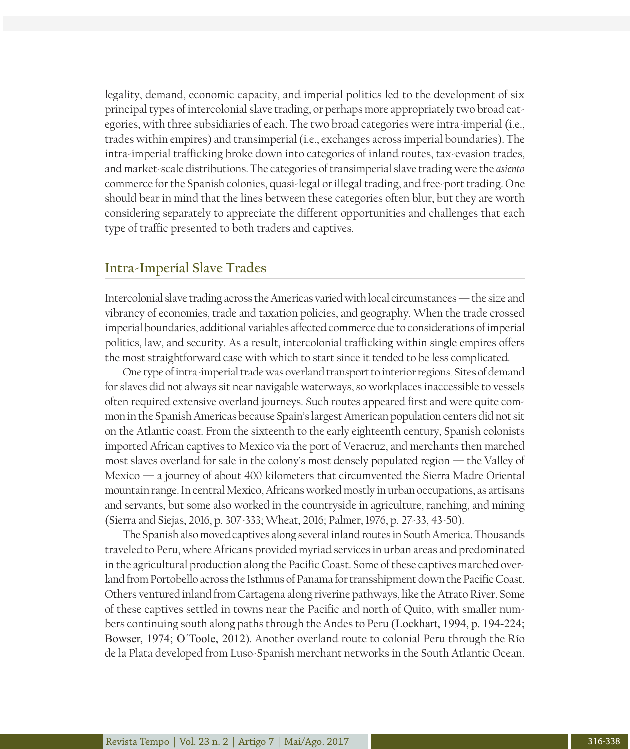legality, demand, economic capacity, and imperial politics led to the development of six principal types of intercolonial slave trading, or perhaps more appropriately two broad categories, with three subsidiaries of each. The two broad categories were intra-imperial (i.e., trades within empires) and transimperial (i.e., exchanges across imperial boundaries). The intra-imperial trafficking broke down into categories of inland routes, tax-evasion trades, and market-scale distributions. The categories of transimperial slave trading were the *asiento* commerce for the Spanish colonies, quasi-legal or illegal trading, and free-port trading. One should bear in mind that the lines between these categories often blur, but they are worth considering separately to appreciate the different opportunities and challenges that each type of traffic presented to both traders and captives.

## Intra-Imperial Slave Trades

Intercolonial slave trading across the Americas varied with local circumstances — the size and vibrancy of economies, trade and taxation policies, and geography. When the trade crossed imperial boundaries, additional variables affected commerce due to considerations of imperial politics, law, and security. As a result, intercolonial trafficking within single empires offers the most straightforward case with which to start since it tended to be less complicated.

One type of intra-imperial trade was overland transport to interior regions. Sites of demand for slaves did not always sit near navigable waterways, so workplaces inaccessible to vessels often required extensive overland journeys. Such routes appeared first and were quite common in the Spanish Americas because Spain's largest American population centers did not sit on the Atlantic coast. From the sixteenth to the early eighteenth century, Spanish colonists imported African captives to Mexico via the port of Veracruz, and merchants then marched most slaves overland for sale in the colony's most densely populated region — the Valley of Mexico — a journey of about 400 kilometers that circumvented the Sierra Madre Oriental mountain range. In central Mexico, Africans worked mostly in urban occupations, as artisans and servants, but some also worked in the countryside in agriculture, ranching, and mining (Sierra and Siejas, 2016, p. 307-333; Wheat, 2016; Palmer, 1976, p. 27-33, 43-50).

The Spanish also moved captives along several inland routes in South America. Thousands traveled to Peru, where Africans provided myriad services in urban areas and predominated in the agricultural production along the Pacific Coast. Some of these captives marched overland from Portobello across the Isthmus of Panama for transshipment down the Pacific Coast. Others ventured inland from Cartagena along riverine pathways, like the Atrato River. Some of these captives settled in towns near the Pacific and north of Quito, with smaller numbers continuing south along paths through the Andes to Peru (Lockhart, 1994, p. 194-224; Bowser, 1974; O´Toole, 2012). Another overland route to colonial Peru through the Río de la Plata developed from Luso-Spanish merchant networks in the South Atlantic Ocean.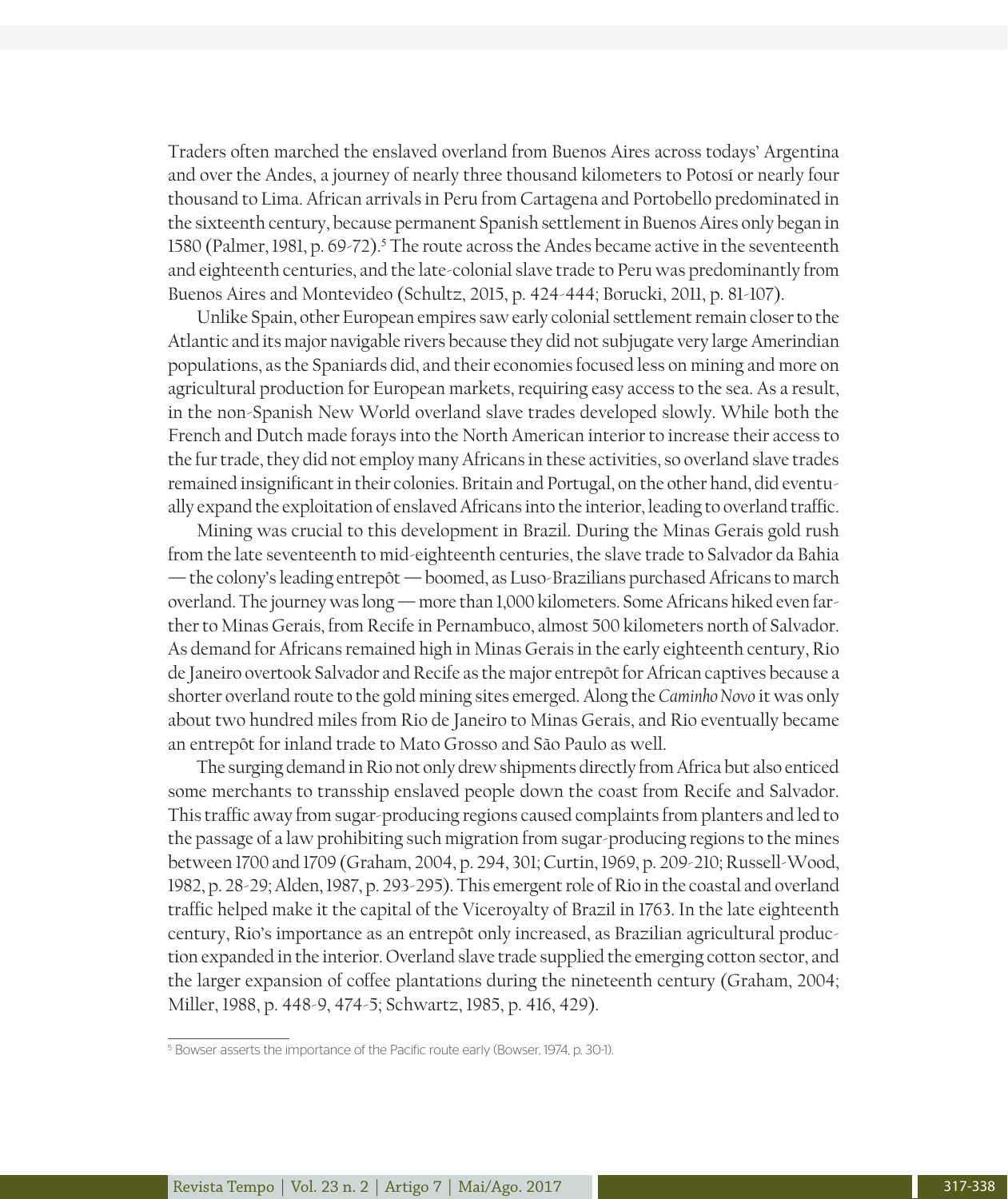Traders often marched the enslaved overland from Buenos Aires across todays' Argentina and over the Andes, a journey of nearly three thousand kilometers to Potosí or nearly four thousand to Lima. African arrivals in Peru from Cartagena and Portobello predominated in the sixteenth century, because permanent Spanish settlement in Buenos Aires only began in 1580 (Palmer, 1981, p. 69-72).[5] The route across the Andes became active in the seventeenth and eighteenth centuries, and the late-colonial slave trade to Peru was predominantly from Buenos Aires and Montevideo (Schultz, 2015, p. 424-444; Borucki, 2011, p. 81-107).

Unlike Spain, other European empires saw early colonial settlement remain closer to the Atlantic and its major navigable rivers because they did not subjugate very large Amerindian populations, as the Spaniards did, and their economies focused less on mining and more on agricultural production for European markets, requiring easy access to the sea. As a result, in the non-Spanish New World overland slave trades developed slowly. While both the French and Dutch made forays into the North American interior to increase their access to the fur trade, they did not employ many Africans in these activities, so overland slave trades remained insignificant in their colonies. Britain and Portugal, on the other hand, did eventually expand the exploitation of enslaved Africans into the interior, leading to overland traffic.

Mining was crucial to this development in Brazil. During the Minas Gerais gold rush from the late seventeenth to mid-eighteenth centuries, the slave trade to Salvador da Bahia — the colony's leading entrepôt — boomed, as Luso-Brazilians purchased Africans to march overland. The journey was long — more than 1,000 kilometers. Some Africans hiked even farther to Minas Gerais, from Recife in Pernambuco, almost 500 kilometers north of Salvador. As demand for Africans remained high in Minas Gerais in the early eighteenth century, Rio de Janeiro overtook Salvador and Recife as the major entrepôt for African captives because a shorter overland route to the gold mining sites emerged. Along the *Caminho Novo* it was only about two hundred miles from Rio de Janeiro to Minas Gerais, and Rio eventually became an entrepôt for inland trade to Mato Grosso and São Paulo as well.

The surging demand in Rio not only drew shipments directly from Africa but also enticed some merchants to transship enslaved people down the coast from Recife and Salvador. This traffic away from sugar-producing regions caused complaints from planters and led to the passage of a law prohibiting such migration from sugar-producing regions to the mines between 1700 and 1709 (Graham, 2004, p. 294, 301; Curtin, 1969, p. 209-210; Russell-Wood, 1982, p. 28-29; Alden, 1987, p. 293-295). This emergent role of Rio in the coastal and overland traffic helped make it the capital of the Viceroyalty of Brazil in 1763. In the late eighteenth century, Rio's importance as an entrepôt only increased, as Brazilian agricultural production expanded in the interior. Overland slave trade supplied the emerging cotton sector, and the larger expansion of coffee plantations during the nineteenth century (Graham, 2004; Miller, 1988, p. 448-9, 474-5; Schwartz, 1985, p. 416, 429).

[5] Bowser asserts the importance of the Pacific route early (Bowser, 1974, p. 30-1).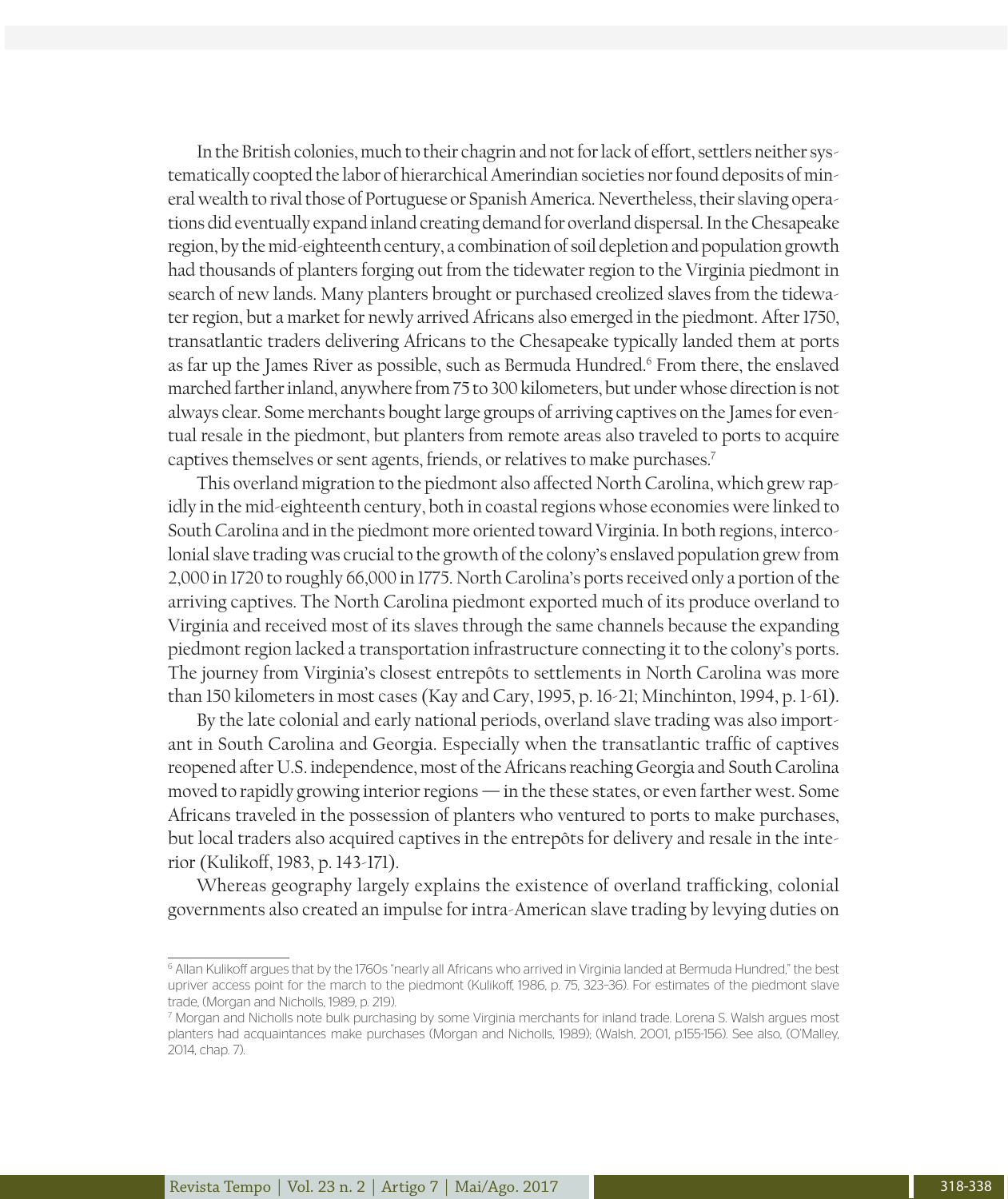In the British colonies, much to their chagrin and not for lack of effort, settlers neither systematically coopted the labor of hierarchical Amerindian societies nor found deposits of mineral wealth to rival those of Portuguese or Spanish America. Nevertheless, their slaving operations did eventually expand inland creating demand for overland dispersal. In the Chesapeake region, by the mid-eighteenth century, a combination of soil depletion and population growth had thousands of planters forging out from the tidewater region to the Virginia piedmont in search of new lands. Many planters brought or purchased creolized slaves from the tidewater region, but a market for newly arrived Africans also emerged in the piedmont. After 1750, transatlantic traders delivering Africans to the Chesapeake typically landed them at ports as far up the James River as possible, such as Bermuda Hundred.[6] From there, the enslaved marched farther inland, anywhere from 75 to 300 kilometers, but under whose direction is not always clear. Some merchants bought large groups of arriving captives on the James for eventual resale in the piedmont, but planters from remote areas also traveled to ports to acquire captives themselves or sent agents, friends, or relatives to make purchases.[7]

This overland migration to the piedmont also affected North Carolina, which grew rapidly in the mid-eighteenth century, both in coastal regions whose economies were linked to South Carolina and in the piedmont more oriented toward Virginia. In both regions, intercolonial slave trading was crucial to the growth of the colony's enslaved population grew from 2,000 in 1720 to roughly 66,000 in 1775. North Carolina's ports received only a portion of the arriving captives. The North Carolina piedmont exported much of its produce overland to Virginia and received most of its slaves through the same channels because the expanding piedmont region lacked a transportation infrastructure connecting it to the colony's ports. The journey from Virginia's closest entrepôts to settlements in North Carolina was more than 150 kilometers in most cases (Kay and Cary, 1995, p. 16-21; Minchinton, 1994, p. 1-61).

By the late colonial and early national periods, overland slave trading was also important in South Carolina and Georgia. Especially when the transatlantic traffic of captives reopened after U.S. independence, most of the Africans reaching Georgia and South Carolina moved to rapidly growing interior regions — in the these states, or even farther west. Some Africans traveled in the possession of planters who ventured to ports to make purchases, but local traders also acquired captives in the entrepôts for delivery and resale in the interior (Kulikoff, 1983, p. 143-171).

Whereas geography largely explains the existence of overland trafficking, colonial governments also created an impulse for intra-American slave trading by levying duties on

---

[6] Allan Kulikoff argues that by the 1760s "nearly all Africans who arrived in Virginia landed at Bermuda Hundred," the best upriver access point for the march to the piedmont (Kulikoff, 1986, p. 75, 323–36). For estimates of the piedmont slave trade, (Morgan and Nicholls, 1989, p. 219).

[7] Morgan and Nicholls note bulk purchasing by some Virginia merchants for inland trade. Lorena S. Walsh argues most planters had acquaintances make purchases (Morgan and Nicholls, 1989); (Walsh, 2001, p.155-156). See also, (O'Malley, 2014, chap. 7).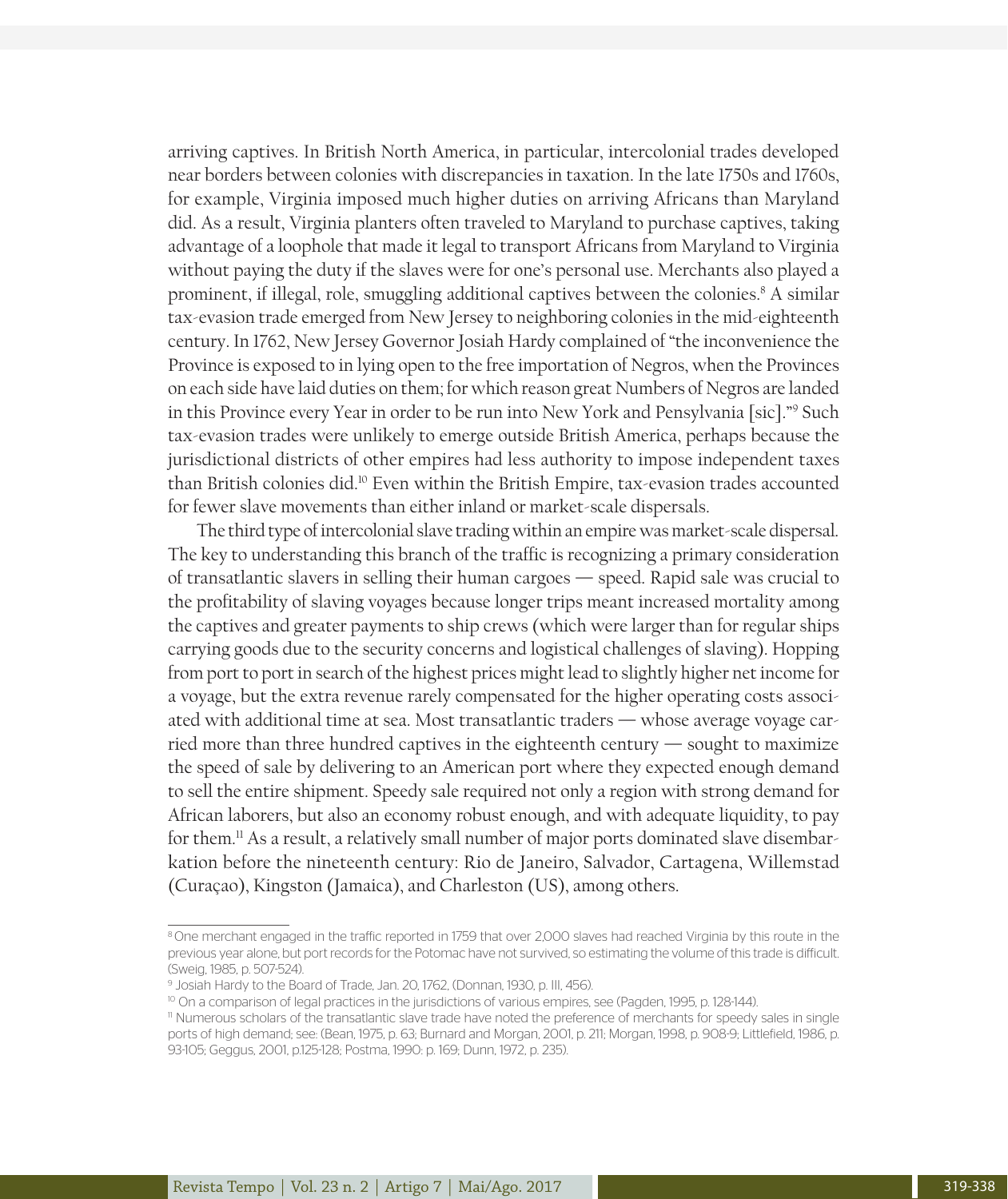arriving captives. In British North America, in particular, intercolonial trades developed near borders between colonies with discrepancies in taxation. In the late 1750s and 1760s, for example, Virginia imposed much higher duties on arriving Africans than Maryland did. As a result, Virginia planters often traveled to Maryland to purchase captives, taking advantage of a loophole that made it legal to transport Africans from Maryland to Virginia without paying the duty if the slaves were for one's personal use. Merchants also played a prominent, if illegal, role, smuggling additional captives between the colonies.[8] A similar tax-evasion trade emerged from New Jersey to neighboring colonies in the mid-eighteenth century. In 1762, New Jersey Governor Josiah Hardy complained of "the inconvenience the Province is exposed to in lying open to the free importation of Negros, when the Provinces on each side have laid duties on them; for which reason great Numbers of Negros are landed in this Province every Year in order to be run into New York and Pensylvania [sic]."[9] Such tax-evasion trades were unlikely to emerge outside British America, perhaps because the jurisdictional districts of other empires had less authority to impose independent taxes than British colonies did.[10] Even within the British Empire, tax-evasion trades accounted for fewer slave movements than either inland or market-scale dispersals.

The third type of intercolonial slave trading within an empire was market-scale dispersal. The key to understanding this branch of the traffic is recognizing a primary consideration of transatlantic slavers in selling their human cargoes — speed. Rapid sale was crucial to the profitability of slaving voyages because longer trips meant increased mortality among the captives and greater payments to ship crews (which were larger than for regular ships carrying goods due to the security concerns and logistical challenges of slaving). Hopping from port to port in search of the highest prices might lead to slightly higher net income for a voyage, but the extra revenue rarely compensated for the higher operating costs associated with additional time at sea. Most transatlantic traders — whose average voyage carried more than three hundred captives in the eighteenth century — sought to maximize the speed of sale by delivering to an American port where they expected enough demand to sell the entire shipment. Speedy sale required not only a region with strong demand for African laborers, but also an economy robust enough, and with adequate liquidity, to pay for them.[11] As a result, a relatively small number of major ports dominated slave disembarkation before the nineteenth century: Rio de Janeiro, Salvador, Cartagena, Willemstad (Curaçao), Kingston (Jamaica), and Charleston (US), among others.

---

[8] One merchant engaged in the traffic reported in 1759 that over 2,000 slaves had reached Virginia by this route in the previous year alone, but port records for the Potomac have not survived, so estimating the volume of this trade is difficult. (Sweig, 1985, p. 507-524).

[9] Josiah Hardy to the Board of Trade, Jan. 20, 1762, (Donnan, 1930, p. III, 456).

[10] On a comparison of legal practices in the jurisdictions of various empires, see (Pagden, 1995, p. 128-144).

[11] Numerous scholars of the transatlantic slave trade have noted the preference of merchants for speedy sales in single ports of high demand; see: (Bean, 1975, p. 63; Burnard and Morgan, 2001, p. 211; Morgan, 1998, p. 908-9; Littlefield, 1986, p. 93-105; Geggus, 2001, p.125-128; Postma, 1990: p. 169; Dunn, 1972, p. 235).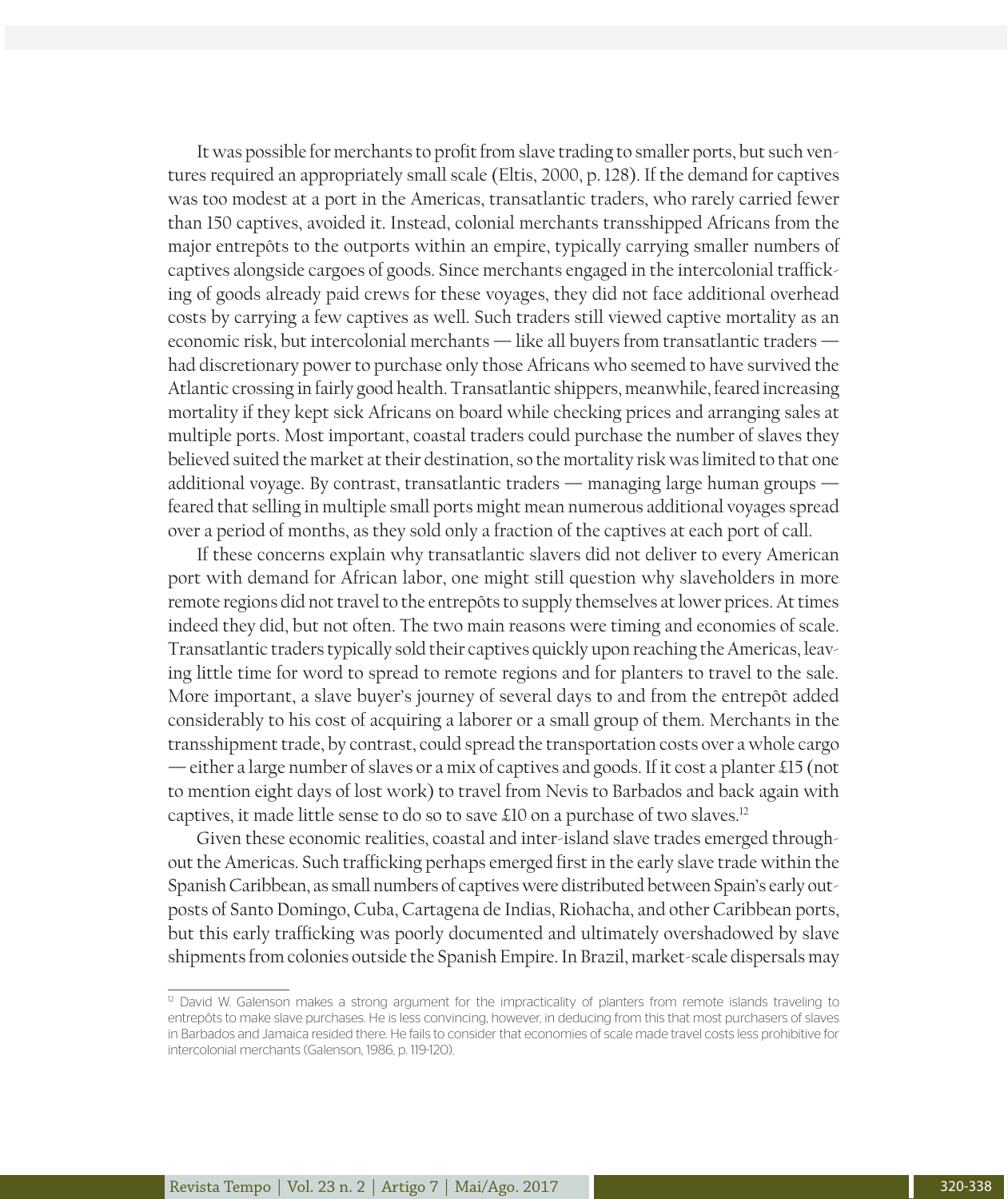It was possible for merchants to profit from slave trading to smaller ports, but such ventures required an appropriately small scale (Eltis, 2000, p. 128). If the demand for captives was too modest at a port in the Americas, transatlantic traders, who rarely carried fewer than 150 captives, avoided it. Instead, colonial merchants transshipped Africans from the major entrepôts to the outports within an empire, typically carrying smaller numbers of captives alongside cargoes of goods. Since merchants engaged in the intercolonial trafficking of goods already paid crews for these voyages, they did not face additional overhead costs by carrying a few captives as well. Such traders still viewed captive mortality as an economic risk, but intercolonial merchants — like all buyers from transatlantic traders — had discretionary power to purchase only those Africans who seemed to have survived the Atlantic crossing in fairly good health. Transatlantic shippers, meanwhile, feared increasing mortality if they kept sick Africans on board while checking prices and arranging sales at multiple ports. Most important, coastal traders could purchase the number of slaves they believed suited the market at their destination, so the mortality risk was limited to that one additional voyage. By contrast, transatlantic traders — managing large human groups — feared that selling in multiple small ports might mean numerous additional voyages spread over a period of months, as they sold only a fraction of the captives at each port of call.

If these concerns explain why transatlantic slavers did not deliver to every American port with demand for African labor, one might still question why slaveholders in more remote regions did not travel to the entrepôts to supply themselves at lower prices. At times indeed they did, but not often. The two main reasons were timing and economies of scale. Transatlantic traders typically sold their captives quickly upon reaching the Americas, leaving little time for word to spread to remote regions and for planters to travel to the sale. More important, a slave buyer's journey of several days to and from the entrepôt added considerably to his cost of acquiring a laborer or a small group of them. Merchants in the transshipment trade, by contrast, could spread the transportation costs over a whole cargo — either a large number of slaves or a mix of captives and goods. If it cost a planter £15 (not to mention eight days of lost work) to travel from Nevis to Barbados and back again with captives, it made little sense to do so to save £10 on a purchase of two slaves.[12]

Given these economic realities, coastal and inter-island slave trades emerged throughout the Americas. Such trafficking perhaps emerged first in the early slave trade within the Spanish Caribbean, as small numbers of captives were distributed between Spain's early outposts of Santo Domingo, Cuba, Cartagena de Indias, Riohacha, and other Caribbean ports, but this early trafficking was poorly documented and ultimately overshadowed by slave shipments from colonies outside the Spanish Empire. In Brazil, market-scale dispersals may

[12] David W. Galenson makes a strong argument for the impracticality of planters from remote islands traveling to entrepôts to make slave purchases. He is less convincing, however, in deducing from this that most purchasers of slaves in Barbados and Jamaica resided there. He fails to consider that economies of scale made travel costs less prohibitive for intercolonial merchants (Galenson, 1986, p. 119-120).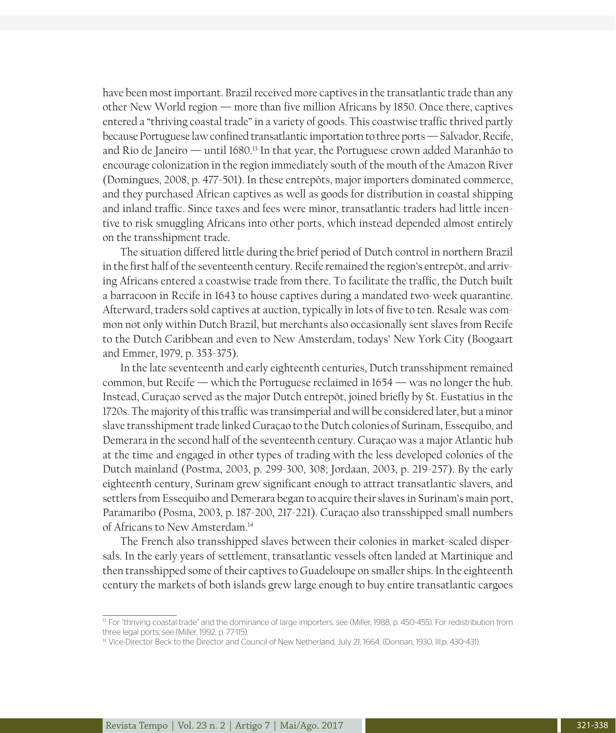have been most important. Brazil received more captives in the transatlantic trade than any other New World region — more than five million Africans by 1850. Once there, captives entered a "thriving coastal trade" in a variety of goods. This coastwise traffic thrived partly because Portuguese law confined transatlantic importation to three ports — Salvador, Recife, and Rio de Janeiro — until 1680.[13] In that year, the Portuguese crown added Maranhão to encourage colonization in the region immediately south of the mouth of the Amazon River (Domingues, 2008, p. 477-501). In these entrepôts, major importers dominated commerce, and they purchased African captives as well as goods for distribution in coastal shipping and inland traffic. Since taxes and fees were minor, transatlantic traders had little incentive to risk smuggling Africans into other ports, which instead depended almost entirely on the transshipment trade.

The situation differed little during the brief period of Dutch control in northern Brazil in the first half of the seventeenth century. Recife remained the region's entrepôt, and arriving Africans entered a coastwise trade from there. To facilitate the traffic, the Dutch built a barracoon in Recife in 1643 to house captives during a mandated two-week quarantine. Afterward, traders sold captives at auction, typically in lots of five to ten. Resale was common not only within Dutch Brazil, but merchants also occasionally sent slaves from Recife to the Dutch Caribbean and even to New Amsterdam, todays' New York City (Boogaart and Emmer, 1979, p. 353-375).

In the late seventeenth and early eighteenth centuries, Dutch transshipment remained common, but Recife — which the Portuguese reclaimed in 1654 — was no longer the hub. Instead, Curaçao served as the major Dutch entrepôt, joined briefly by St. Eustatius in the 1720s. The majority of this traffic was transimperial and will be considered later, but a minor slave transshipment trade linked Curaçao to the Dutch colonies of Surinam, Essequibo, and Demerara in the second half of the seventeenth century. Curaçao was a major Atlantic hub at the time and engaged in other types of trading with the less developed colonies of the Dutch mainland (Postma, 2003, p. 299-300, 308; Jordaan, 2003, p. 219-257). By the early eighteenth century, Surinam grew significant enough to attract transatlantic slavers, and settlers from Essequibo and Demerara began to acquire their slaves in Surinam's main port, Paramaribo (Posma, 2003, p. 187-200, 217-221). Curaçao also transshipped small numbers of Africans to New Amsterdam.[14]

The French also transshipped slaves between their colonies in market-scaled dispersals. In the early years of settlement, transatlantic vessels often landed at Martinique and then transshipped some of their captives to Guadeloupe on smaller ships. In the eighteenth century the markets of both islands grew large enough to buy entire transatlantic cargoes

---

[13] For "thriving coastal trade" and the dominance of large importers, see (Miller, 1988, p. 450-455). For redistribution from three legal ports, see (Miller, 1992, p. 77-115).

[14] Vice-Director Beck to the Director and Council of New Netherland, July 21, 1664, (Donnan, 1930, III,p. 430-431).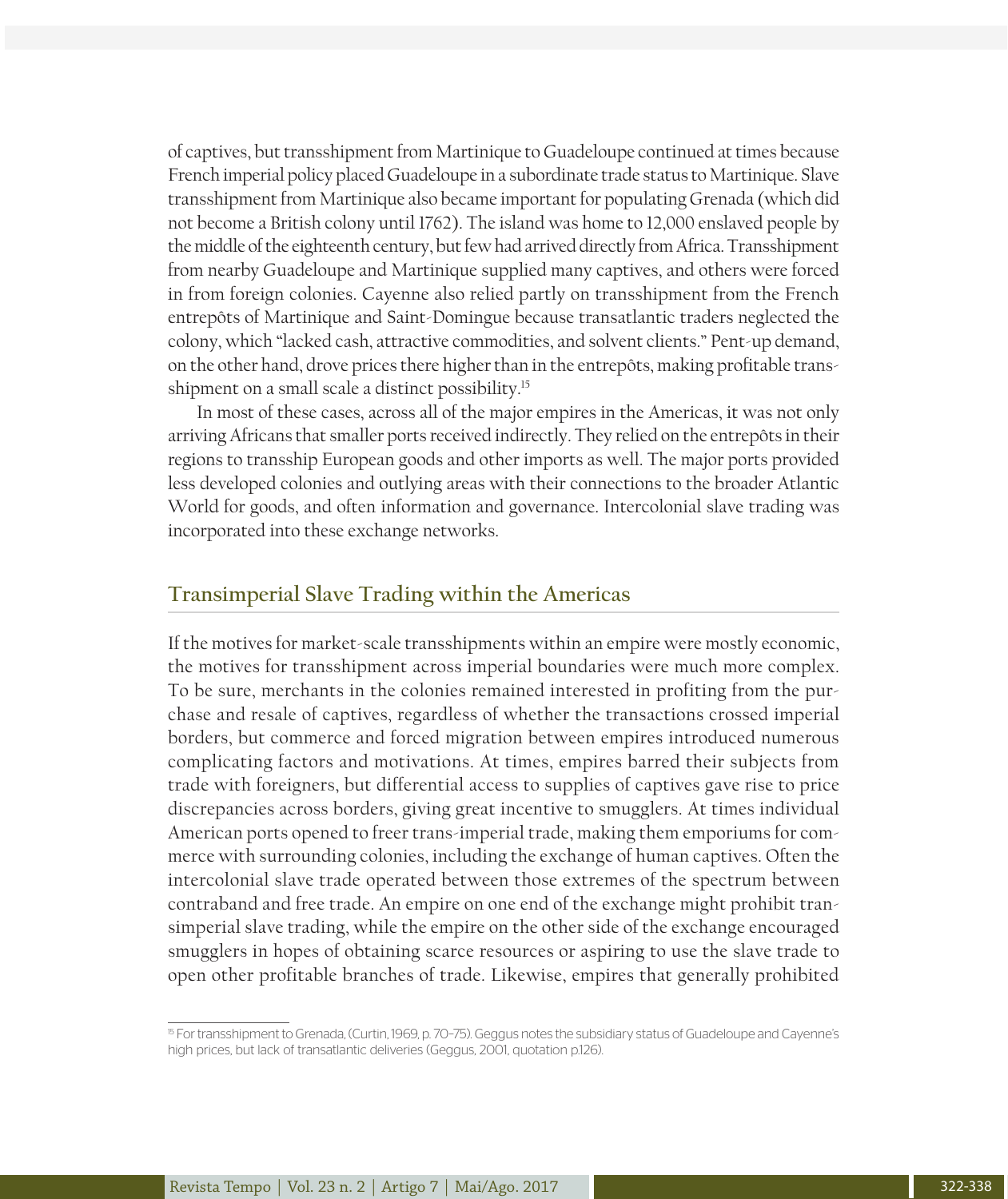of captives, but transshipment from Martinique to Guadeloupe continued at times because French imperial policy placed Guadeloupe in a subordinate trade status to Martinique. Slave transshipment from Martinique also became important for populating Grenada (which did not become a British colony until 1762). The island was home to 12,000 enslaved people by the middle of the eighteenth century, but few had arrived directly from Africa. Transshipment from nearby Guadeloupe and Martinique supplied many captives, and others were forced in from foreign colonies. Cayenne also relied partly on transshipment from the French entrepôts of Martinique and Saint-Domingue because transatlantic traders neglected the colony, which "lacked cash, attractive commodities, and solvent clients." Pent-up demand, on the other hand, drove prices there higher than in the entrepôts, making profitable transshipment on a small scale a distinct possibility.[15]

In most of these cases, across all of the major empires in the Americas, it was not only arriving Africans that smaller ports received indirectly. They relied on the entrepôts in their regions to transship European goods and other imports as well. The major ports provided less developed colonies and outlying areas with their connections to the broader Atlantic World for goods, and often information and governance. Intercolonial slave trading was incorporated into these exchange networks.

## Transimperial Slave Trading within the Americas

If the motives for market-scale transshipments within an empire were mostly economic, the motives for transshipment across imperial boundaries were much more complex. To be sure, merchants in the colonies remained interested in profiting from the purchase and resale of captives, regardless of whether the transactions crossed imperial borders, but commerce and forced migration between empires introduced numerous complicating factors and motivations. At times, empires barred their subjects from trade with foreigners, but differential access to supplies of captives gave rise to price discrepancies across borders, giving great incentive to smugglers. At times individual American ports opened to freer trans-imperial trade, making them emporiums for commerce with surrounding colonies, including the exchange of human captives. Often the intercolonial slave trade operated between those extremes of the spectrum between contraband and free trade. An empire on one end of the exchange might prohibit transimperial slave trading, while the empire on the other side of the exchange encouraged smugglers in hopes of obtaining scarce resources or aspiring to use the slave trade to open other profitable branches of trade. Likewise, empires that generally prohibited

[15] For transshipment to Grenada, (Curtin, 1969, p. 70-75). Geggus notes the subsidiary status of Guadeloupe and Cayenne's high prices, but lack of transatlantic deliveries (Geggus, 2001, quotation p.126).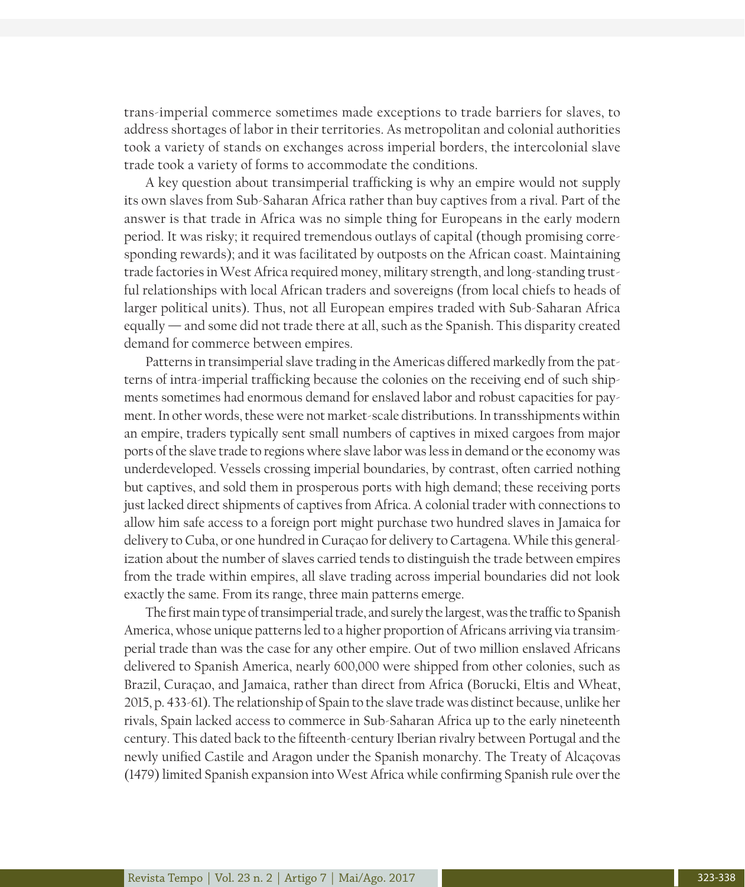trans-imperial commerce sometimes made exceptions to trade barriers for slaves, to address shortages of labor in their territories. As metropolitan and colonial authorities took a variety of stands on exchanges across imperial borders, the intercolonial slave trade took a variety of forms to accommodate the conditions.

A key question about transimperial trafficking is why an empire would not supply its own slaves from Sub-Saharan Africa rather than buy captives from a rival. Part of the answer is that trade in Africa was no simple thing for Europeans in the early modern period. It was risky; it required tremendous outlays of capital (though promising corresponding rewards); and it was facilitated by outposts on the African coast. Maintaining trade factories in West Africa required money, military strength, and long-standing trustful relationships with local African traders and sovereigns (from local chiefs to heads of larger political units). Thus, not all European empires traded with Sub-Saharan Africa equally — and some did not trade there at all, such as the Spanish. This disparity created demand for commerce between empires.

Patterns in transimperial slave trading in the Americas differed markedly from the patterns of intra-imperial trafficking because the colonies on the receiving end of such shipments sometimes had enormous demand for enslaved labor and robust capacities for payment. In other words, these were not market-scale distributions. In transshipments within an empire, traders typically sent small numbers of captives in mixed cargoes from major ports of the slave trade to regions where slave labor was less in demand or the economy was underdeveloped. Vessels crossing imperial boundaries, by contrast, often carried nothing but captives, and sold them in prosperous ports with high demand; these receiving ports just lacked direct shipments of captives from Africa. A colonial trader with connections to allow him safe access to a foreign port might purchase two hundred slaves in Jamaica for delivery to Cuba, or one hundred in Curaçao for delivery to Cartagena. While this generalization about the number of slaves carried tends to distinguish the trade between empires from the trade within empires, all slave trading across imperial boundaries did not look exactly the same. From its range, three main patterns emerge.

The first main type of transimperial trade, and surely the largest, was the traffic to Spanish America, whose unique patterns led to a higher proportion of Africans arriving via transimperial trade than was the case for any other empire. Out of two million enslaved Africans delivered to Spanish America, nearly 600,000 were shipped from other colonies, such as Brazil, Curaçao, and Jamaica, rather than direct from Africa (Borucki, Eltis and Wheat, 2015, p. 433-61). The relationship of Spain to the slave trade was distinct because, unlike her rivals, Spain lacked access to commerce in Sub-Saharan Africa up to the early nineteenth century. This dated back to the fifteenth-century Iberian rivalry between Portugal and the newly unified Castile and Aragon under the Spanish monarchy. The Treaty of Alcaçovas (1479) limited Spanish expansion into West Africa while confirming Spanish rule over the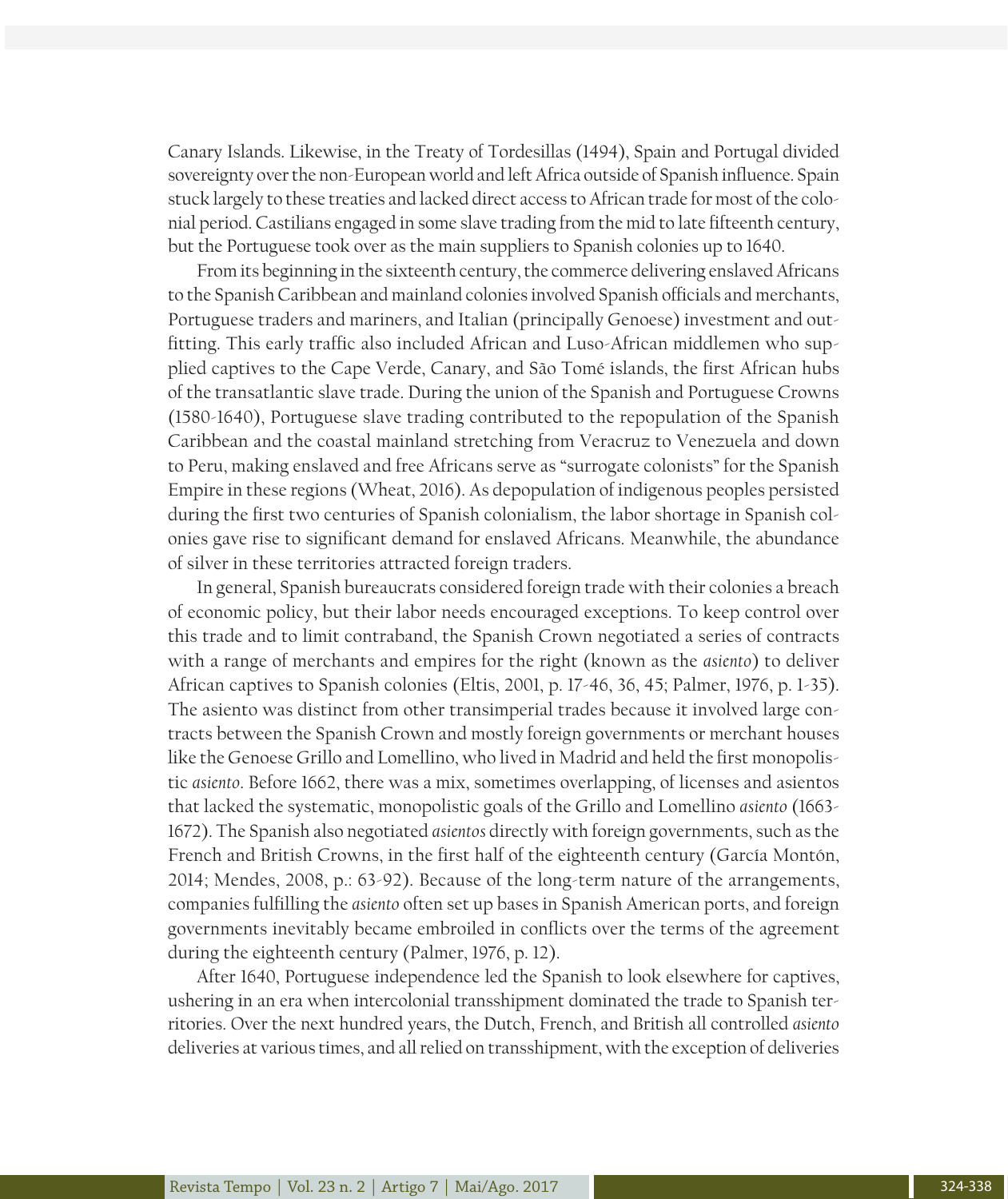Canary Islands. Likewise, in the Treaty of Tordesillas (1494), Spain and Portugal divided sovereignty over the non-European world and left Africa outside of Spanish influence. Spain stuck largely to these treaties and lacked direct access to African trade for most of the colonial period. Castilians engaged in some slave trading from the mid to late fifteenth century, but the Portuguese took over as the main suppliers to Spanish colonies up to 1640.

From its beginning in the sixteenth century, the commerce delivering enslaved Africans to the Spanish Caribbean and mainland colonies involved Spanish officials and merchants, Portuguese traders and mariners, and Italian (principally Genoese) investment and outfitting. This early traffic also included African and Luso-African middlemen who supplied captives to the Cape Verde, Canary, and São Tomé islands, the first African hubs of the transatlantic slave trade. During the union of the Spanish and Portuguese Crowns (1580-1640), Portuguese slave trading contributed to the repopulation of the Spanish Caribbean and the coastal mainland stretching from Veracruz to Venezuela and down to Peru, making enslaved and free Africans serve as "surrogate colonists" for the Spanish Empire in these regions (Wheat, 2016). As depopulation of indigenous peoples persisted during the first two centuries of Spanish colonialism, the labor shortage in Spanish colonies gave rise to significant demand for enslaved Africans. Meanwhile, the abundance of silver in these territories attracted foreign traders.

In general, Spanish bureaucrats considered foreign trade with their colonies a breach of economic policy, but their labor needs encouraged exceptions. To keep control over this trade and to limit contraband, the Spanish Crown negotiated a series of contracts with a range of merchants and empires for the right (known as the *asiento*) to deliver African captives to Spanish colonies (Eltis, 2001, p. 17-46, 36, 45; Palmer, 1976, p. 1-35). The asiento was distinct from other transimperial trades because it involved large contracts between the Spanish Crown and mostly foreign governments or merchant houses like the Genoese Grillo and Lomellino, who lived in Madrid and held the first monopolistic *asiento*. Before 1662, there was a mix, sometimes overlapping, of licenses and asientos that lacked the systematic, monopolistic goals of the Grillo and Lomellino *asiento* (1663-1672). The Spanish also negotiated *asientos* directly with foreign governments, such as the French and British Crowns, in the first half of the eighteenth century (García Montón, 2014; Mendes, 2008, p.: 63-92). Because of the long-term nature of the arrangements, companies fulfilling the *asiento* often set up bases in Spanish American ports, and foreign governments inevitably became embroiled in conflicts over the terms of the agreement during the eighteenth century (Palmer, 1976, p. 12).

After 1640, Portuguese independence led the Spanish to look elsewhere for captives, ushering in an era when intercolonial transshipment dominated the trade to Spanish territories. Over the next hundred years, the Dutch, French, and British all controlled *asiento* deliveries at various times, and all relied on transshipment, with the exception of deliveries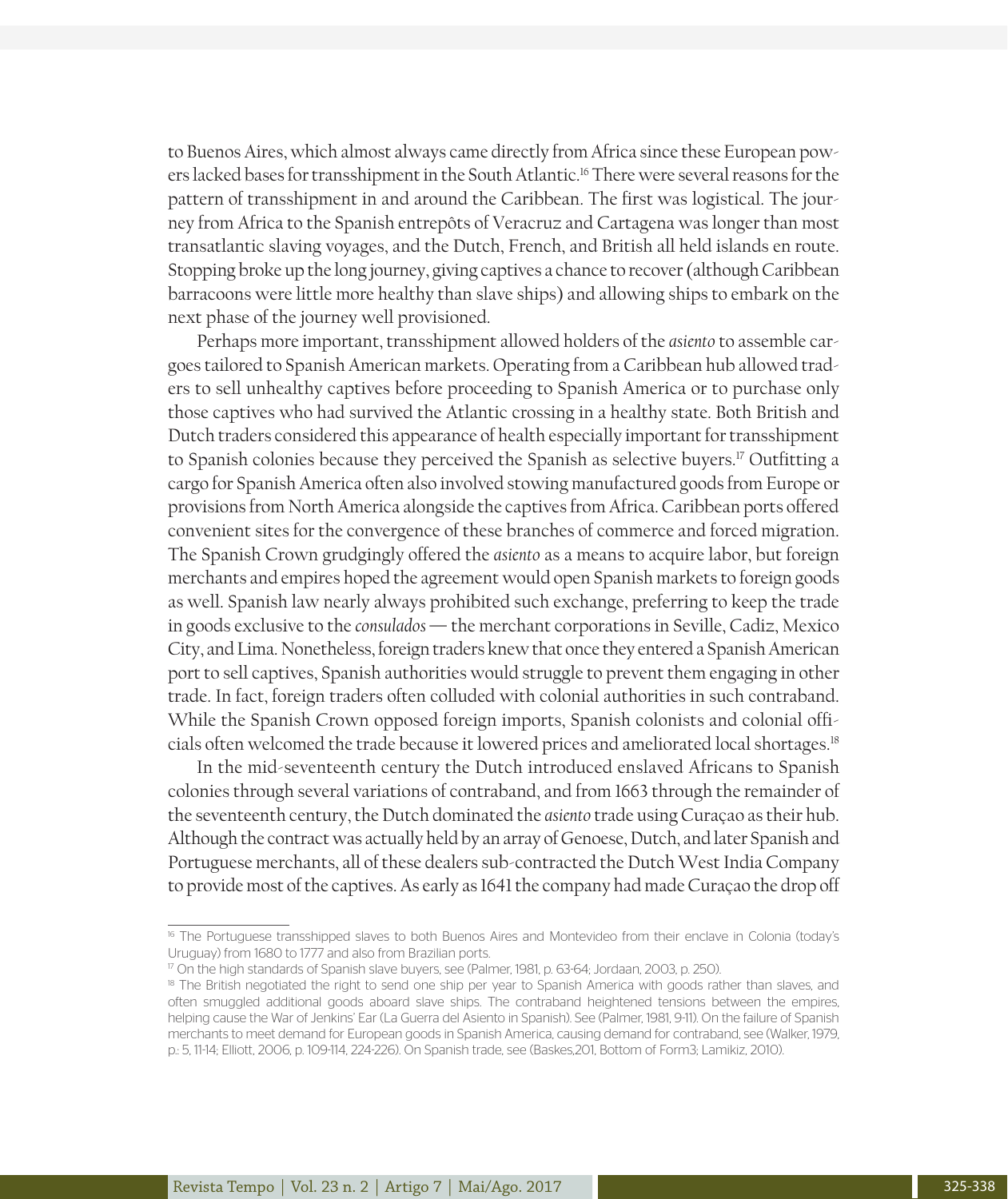to Buenos Aires, which almost always came directly from Africa since these European powers lacked bases for transshipment in the South Atlantic.[16] There were several reasons for the pattern of transshipment in and around the Caribbean. The first was logistical. The journey from Africa to the Spanish entrepôts of Veracruz and Cartagena was longer than most transatlantic slaving voyages, and the Dutch, French, and British all held islands en route. Stopping broke up the long journey, giving captives a chance to recover (although Caribbean barracoons were little more healthy than slave ships) and allowing ships to embark on the next phase of the journey well provisioned.

Perhaps more important, transshipment allowed holders of the *asiento* to assemble cargoes tailored to Spanish American markets. Operating from a Caribbean hub allowed traders to sell unhealthy captives before proceeding to Spanish America or to purchase only those captives who had survived the Atlantic crossing in a healthy state. Both British and Dutch traders considered this appearance of health especially important for transshipment to Spanish colonies because they perceived the Spanish as selective buyers.[17] Outfitting a cargo for Spanish America often also involved stowing manufactured goods from Europe or provisions from North America alongside the captives from Africa. Caribbean ports offered convenient sites for the convergence of these branches of commerce and forced migration. The Spanish Crown grudgingly offered the *asiento* as a means to acquire labor, but foreign merchants and empires hoped the agreement would open Spanish markets to foreign goods as well. Spanish law nearly always prohibited such exchange, preferring to keep the trade in goods exclusive to the *consulados* — the merchant corporations in Seville, Cadiz, Mexico City, and Lima. Nonetheless, foreign traders knew that once they entered a Spanish American port to sell captives, Spanish authorities would struggle to prevent them engaging in other trade. In fact, foreign traders often colluded with colonial authorities in such contraband. While the Spanish Crown opposed foreign imports, Spanish colonists and colonial officials often welcomed the trade because it lowered prices and ameliorated local shortages.[18]

In the mid-seventeenth century the Dutch introduced enslaved Africans to Spanish colonies through several variations of contraband, and from 1663 through the remainder of the seventeenth century, the Dutch dominated the *asiento* trade using Curaçao as their hub. Although the contract was actually held by an array of Genoese, Dutch, and later Spanish and Portuguese merchants, all of these dealers sub-contracted the Dutch West India Company to provide most of the captives. As early as 1641 the company had made Curaçao the drop off

---

[16] The Portuguese transshipped slaves to both Buenos Aires and Montevideo from their enclave in Colonia (today's Uruguay) from 1680 to 1777 and also from Brazilian ports.

[17] On the high standards of Spanish slave buyers, see (Palmer, 1981, p. 63-64; Jordaan, 2003, p. 250).

[18] The British negotiated the right to send one ship per year to Spanish America with goods rather than slaves, and often smuggled additional goods aboard slave ships. The contraband heightened tensions between the empires, helping cause the War of Jenkins' Ear (La Guerra del Asiento in Spanish). See (Palmer, 1981, 9-11). On the failure of Spanish merchants to meet demand for European goods in Spanish America, causing demand for contraband, see (Walker, 1979, p.: 5, 11-14; Elliott, 2006, p. 109-114, 224-226). On Spanish trade, see (Baskes,201, Bottom of Form3; Lamikiz, 2010).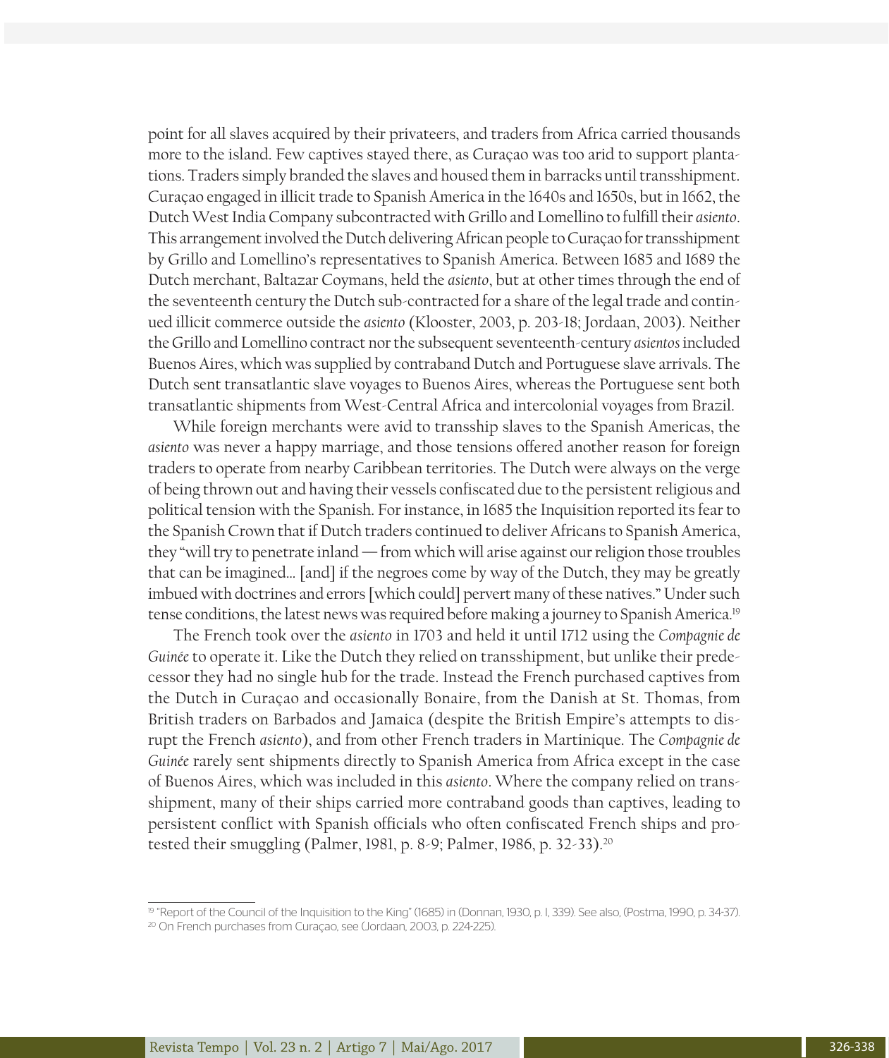point for all slaves acquired by their privateers, and traders from Africa carried thousands more to the island. Few captives stayed there, as Curaçao was too arid to support plantations. Traders simply branded the slaves and housed them in barracks until transshipment. Curaçao engaged in illicit trade to Spanish America in the 1640s and 1650s, but in 1662, the Dutch West India Company subcontracted with Grillo and Lomellino to fulfill their *asiento*. This arrangement involved the Dutch delivering African people to Curaçao for transshipment by Grillo and Lomellino's representatives to Spanish America. Between 1685 and 1689 the Dutch merchant, Baltazar Coymans, held the *asiento*, but at other times through the end of the seventeenth century the Dutch sub-contracted for a share of the legal trade and continued illicit commerce outside the *asiento* (Klooster, 2003, p. 203-18; Jordaan, 2003). Neither the Grillo and Lomellino contract nor the subsequent seventeenth-century *asientos* included Buenos Aires, which was supplied by contraband Dutch and Portuguese slave arrivals. The Dutch sent transatlantic slave voyages to Buenos Aires, whereas the Portuguese sent both transatlantic shipments from West-Central Africa and intercolonial voyages from Brazil.

While foreign merchants were avid to transship slaves to the Spanish Americas, the *asiento* was never a happy marriage, and those tensions offered another reason for foreign traders to operate from nearby Caribbean territories. The Dutch were always on the verge of being thrown out and having their vessels confiscated due to the persistent religious and political tension with the Spanish. For instance, in 1685 the Inquisition reported its fear to the Spanish Crown that if Dutch traders continued to deliver Africans to Spanish America, they "will try to penetrate inland — from which will arise against our religion those troubles that can be imagined... [and] if the negroes come by way of the Dutch, they may be greatly imbued with doctrines and errors [which could] pervert many of these natives." Under such tense conditions, the latest news was required before making a journey to Spanish America.[19]

The French took over the *asiento* in 1703 and held it until 1712 using the *Compagnie de Guinée* to operate it. Like the Dutch they relied on transshipment, but unlike their predecessor they had no single hub for the trade. Instead the French purchased captives from the Dutch in Curaçao and occasionally Bonaire, from the Danish at St. Thomas, from British traders on Barbados and Jamaica (despite the British Empire's attempts to disrupt the French *asiento*), and from other French traders in Martinique. The *Compagnie de Guinée* rarely sent shipments directly to Spanish America from Africa except in the case of Buenos Aires, which was included in this *asiento*. Where the company relied on transshipment, many of their ships carried more contraband goods than captives, leading to persistent conflict with Spanish officials who often confiscated French ships and protested their smuggling (Palmer, 1981, p. 8-9; Palmer, 1986, p. 32-33).[20]

---

[19] "Report of the Council of the Inquisition to the King" (1685) in (Donnan, 1930, p. I, 339). See also, (Postma, 1990, p. 34-37).

[20] On French purchases from Curaçao, see (Jordaan, 2003, p. 224-225).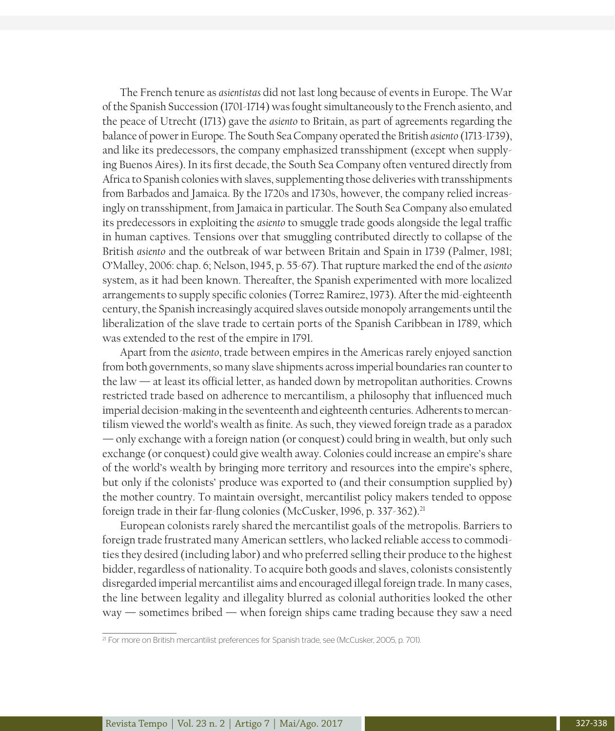The French tenure as *asientistas* did not last long because of events in Europe. The War of the Spanish Succession (1701-1714) was fought simultaneously to the French asiento, and the peace of Utrecht (1713) gave the *asiento* to Britain, as part of agreements regarding the balance of power in Europe. The South Sea Company operated the British *asiento* (1713-1739), and like its predecessors, the company emphasized transshipment (except when supplying Buenos Aires). In its first decade, the South Sea Company often ventured directly from Africa to Spanish colonies with slaves, supplementing those deliveries with transshipments from Barbados and Jamaica. By the 1720s and 1730s, however, the company relied increasingly on transshipment, from Jamaica in particular. The South Sea Company also emulated its predecessors in exploiting the *asiento* to smuggle trade goods alongside the legal traffic in human captives. Tensions over that smuggling contributed directly to collapse of the British *asiento* and the outbreak of war between Britain and Spain in 1739 (Palmer, 1981; O'Malley, 2006: chap. 6; Nelson, 1945, p. 55-67). That rupture marked the end of the *asiento* system, as it had been known. Thereafter, the Spanish experimented with more localized arrangements to supply specific colonies (Torrez Ramirez, 1973). After the mid-eighteenth century, the Spanish increasingly acquired slaves outside monopoly arrangements until the liberalization of the slave trade to certain ports of the Spanish Caribbean in 1789, which was extended to the rest of the empire in 1791.

Apart from the *asiento*, trade between empires in the Americas rarely enjoyed sanction from both governments, so many slave shipments across imperial boundaries ran counter to the law — at least its official letter, as handed down by metropolitan authorities. Crowns restricted trade based on adherence to mercantilism, a philosophy that influenced much imperial decision-making in the seventeenth and eighteenth centuries. Adherents to mercantilism viewed the world's wealth as finite. As such, they viewed foreign trade as a paradox — only exchange with a foreign nation (or conquest) could bring in wealth, but only such exchange (or conquest) could give wealth away. Colonies could increase an empire's share of the world's wealth by bringing more territory and resources into the empire's sphere, but only if the colonists' produce was exported to (and their consumption supplied by) the mother country. To maintain oversight, mercantilist policy makers tended to oppose foreign trade in their far-flung colonies (McCusker, 1996, p. 337-362).[21]

European colonists rarely shared the mercantilist goals of the metropolis. Barriers to foreign trade frustrated many American settlers, who lacked reliable access to commodities they desired (including labor) and who preferred selling their produce to the highest bidder, regardless of nationality. To acquire both goods and slaves, colonists consistently disregarded imperial mercantilist aims and encouraged illegal foreign trade. In many cases, the line between legality and illegality blurred as colonial authorities looked the other way — sometimes bribed — when foreign ships came trading because they saw a need

[21] For more on British mercantilist preferences for Spanish trade, see (McCusker, 2005, p. 701).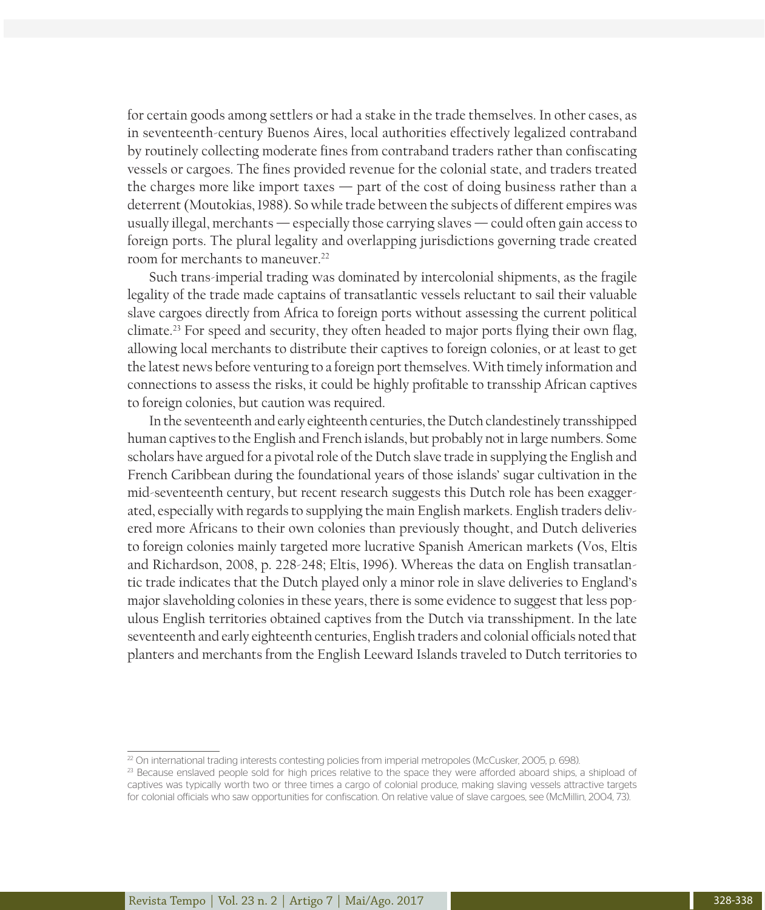for certain goods among settlers or had a stake in the trade themselves. In other cases, as in seventeenth-century Buenos Aires, local authorities effectively legalized contraband by routinely collecting moderate fines from contraband traders rather than confiscating vessels or cargoes. The fines provided revenue for the colonial state, and traders treated the charges more like import taxes — part of the cost of doing business rather than a deterrent (Moutokias, 1988). So while trade between the subjects of different empires was usually illegal, merchants — especially those carrying slaves — could often gain access to foreign ports. The plural legality and overlapping jurisdictions governing trade created room for merchants to maneuver.[22]

Such trans-imperial trading was dominated by intercolonial shipments, as the fragile legality of the trade made captains of transatlantic vessels reluctant to sail their valuable slave cargoes directly from Africa to foreign ports without assessing the current political climate.[23] For speed and security, they often headed to major ports flying their own flag, allowing local merchants to distribute their captives to foreign colonies, or at least to get the latest news before venturing to a foreign port themselves. With timely information and connections to assess the risks, it could be highly profitable to transship African captives to foreign colonies, but caution was required.

In the seventeenth and early eighteenth centuries, the Dutch clandestinely transshipped human captives to the English and French islands, but probably not in large numbers. Some scholars have argued for a pivotal role of the Dutch slave trade in supplying the English and French Caribbean during the foundational years of those islands' sugar cultivation in the mid-seventeenth century, but recent research suggests this Dutch role has been exaggerated, especially with regards to supplying the main English markets. English traders delivered more Africans to their own colonies than previously thought, and Dutch deliveries to foreign colonies mainly targeted more lucrative Spanish American markets (Vos, Eltis and Richardson, 2008, p. 228-248; Eltis, 1996). Whereas the data on English transatlantic trade indicates that the Dutch played only a minor role in slave deliveries to England's major slaveholding colonies in these years, there is some evidence to suggest that less populous English territories obtained captives from the Dutch via transshipment. In the late seventeenth and early eighteenth centuries, English traders and colonial officials noted that planters and merchants from the English Leeward Islands traveled to Dutch territories to

[22] On international trading interests contesting policies from imperial metropoles (McCusker, 2005, p. 698).

[23] Because enslaved people sold for high prices relative to the space they were afforded aboard ships, a shipload of captives was typically worth two or three times a cargo of colonial produce, making slaving vessels attractive targets for colonial officials who saw opportunities for confiscation. On relative value of slave cargoes, see (McMillin, 2004, 73).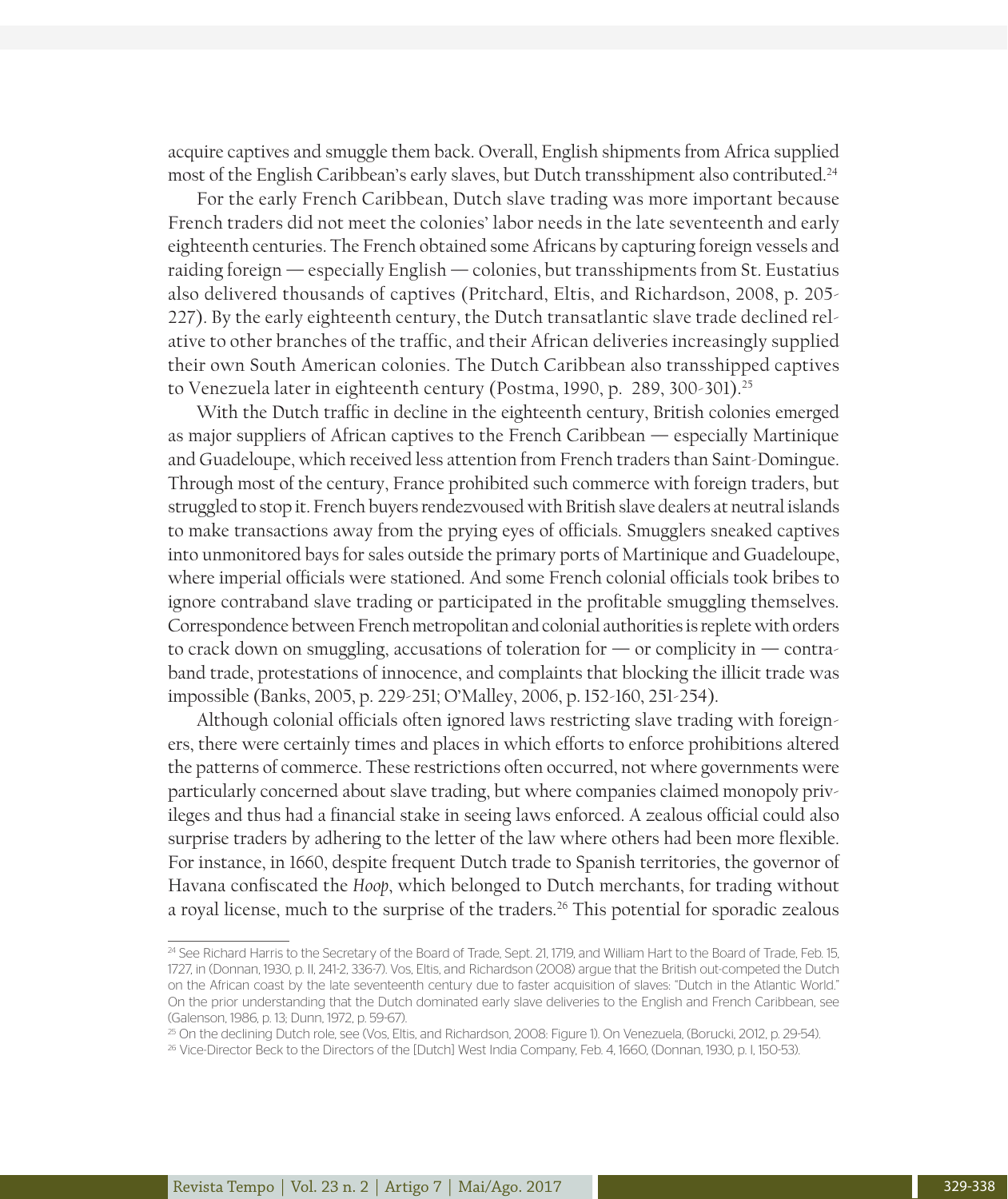acquire captives and smuggle them back. Overall, English shipments from Africa supplied most of the English Caribbean's early slaves, but Dutch transshipment also contributed.[24]

For the early French Caribbean, Dutch slave trading was more important because French traders did not meet the colonies' labor needs in the late seventeenth and early eighteenth centuries. The French obtained some Africans by capturing foreign vessels and raiding foreign — especially English — colonies, but transshipments from St. Eustatius also delivered thousands of captives (Pritchard, Eltis, and Richardson, 2008, p. 205-227). By the early eighteenth century, the Dutch transatlantic slave trade declined relative to other branches of the traffic, and their African deliveries increasingly supplied their own South American colonies. The Dutch Caribbean also transshipped captives to Venezuela later in eighteenth century (Postma, 1990, p. 289, 300-301).[25]

With the Dutch traffic in decline in the eighteenth century, British colonies emerged as major suppliers of African captives to the French Caribbean — especially Martinique and Guadeloupe, which received less attention from French traders than Saint-Domingue. Through most of the century, France prohibited such commerce with foreign traders, but struggled to stop it. French buyers rendezvoused with British slave dealers at neutral islands to make transactions away from the prying eyes of officials. Smugglers sneaked captives into unmonitored bays for sales outside the primary ports of Martinique and Guadeloupe, where imperial officials were stationed. And some French colonial officials took bribes to ignore contraband slave trading or participated in the profitable smuggling themselves. Correspondence between French metropolitan and colonial authorities is replete with orders to crack down on smuggling, accusations of toleration for — or complicity in — contraband trade, protestations of innocence, and complaints that blocking the illicit trade was impossible (Banks, 2005, p. 229-251; O'Malley, 2006, p. 152-160, 251-254).

Although colonial officials often ignored laws restricting slave trading with foreigners, there were certainly times and places in which efforts to enforce prohibitions altered the patterns of commerce. These restrictions often occurred, not where governments were particularly concerned about slave trading, but where companies claimed monopoly privileges and thus had a financial stake in seeing laws enforced. A zealous official could also surprise traders by adhering to the letter of the law where others had been more flexible. For instance, in 1660, despite frequent Dutch trade to Spanish territories, the governor of Havana confiscated the *Hoop*, which belonged to Dutch merchants, for trading without a royal license, much to the surprise of the traders.[26] This potential for sporadic zealous

---

[24] See Richard Harris to the Secretary of the Board of Trade, Sept. 21, 1719, and William Hart to the Board of Trade, Feb. 15, 1727, in (Donnan, 1930, p. II, 241-2, 336-7). Vos, Eltis, and Richardson (2008) argue that the British out-competed the Dutch on the African coast by the late seventeenth century due to faster acquisition of slaves: "Dutch in the Atlantic World." On the prior understanding that the Dutch dominated early slave deliveries to the English and French Caribbean, see (Galenson, 1986, p. 13; Dunn, 1972, p. 59-67).

[25] On the declining Dutch role, see (Vos, Eltis, and Richardson, 2008: Figure 1). On Venezuela, (Borucki, 2012, p. 29-54).

[26] Vice-Director Beck to the Directors of the [Dutch] West India Company, Feb. 4, 1660, (Donnan, 1930, p. I, 150-53).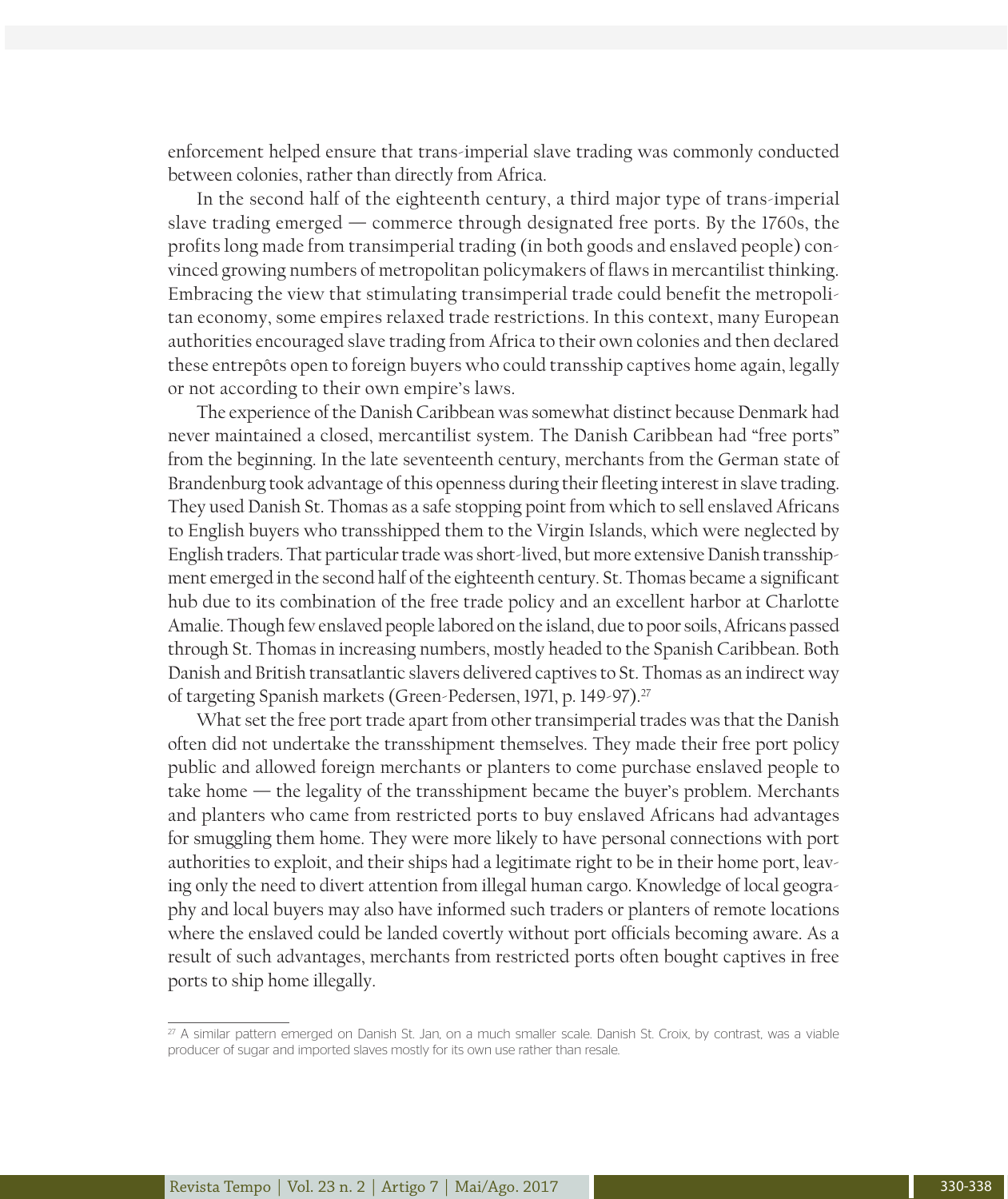enforcement helped ensure that trans-imperial slave trading was commonly conducted between colonies, rather than directly from Africa.

In the second half of the eighteenth century, a third major type of trans-imperial slave trading emerged — commerce through designated free ports. By the 1760s, the profits long made from transimperial trading (in both goods and enslaved people) convinced growing numbers of metropolitan policymakers of flaws in mercantilist thinking. Embracing the view that stimulating transimperial trade could benefit the metropolitan economy, some empires relaxed trade restrictions. In this context, many European authorities encouraged slave trading from Africa to their own colonies and then declared these entrepôts open to foreign buyers who could transship captives home again, legally or not according to their own empire's laws.

The experience of the Danish Caribbean was somewhat distinct because Denmark had never maintained a closed, mercantilist system. The Danish Caribbean had "free ports" from the beginning. In the late seventeenth century, merchants from the German state of Brandenburg took advantage of this openness during their fleeting interest in slave trading. They used Danish St. Thomas as a safe stopping point from which to sell enslaved Africans to English buyers who transshipped them to the Virgin Islands, which were neglected by English traders. That particular trade was short-lived, but more extensive Danish transshipment emerged in the second half of the eighteenth century. St. Thomas became a significant hub due to its combination of the free trade policy and an excellent harbor at Charlotte Amalie. Though few enslaved people labored on the island, due to poor soils, Africans passed through St. Thomas in increasing numbers, mostly headed to the Spanish Caribbean. Both Danish and British transatlantic slavers delivered captives to St. Thomas as an indirect way of targeting Spanish markets (Green-Pedersen, 1971, p. 149-97).[27]

What set the free port trade apart from other transimperial trades was that the Danish often did not undertake the transshipment themselves. They made their free port policy public and allowed foreign merchants or planters to come purchase enslaved people to take home — the legality of the transshipment became the buyer's problem. Merchants and planters who came from restricted ports to buy enslaved Africans had advantages for smuggling them home. They were more likely to have personal connections with port authorities to exploit, and their ships had a legitimate right to be in their home port, leaving only the need to divert attention from illegal human cargo. Knowledge of local geography and local buyers may also have informed such traders or planters of remote locations where the enslaved could be landed covertly without port officials becoming aware. As a result of such advantages, merchants from restricted ports often bought captives in free ports to ship home illegally.

[27] A similar pattern emerged on Danish St. Jan, on a much smaller scale. Danish St. Croix, by contrast, was a viable producer of sugar and imported slaves mostly for its own use rather than resale.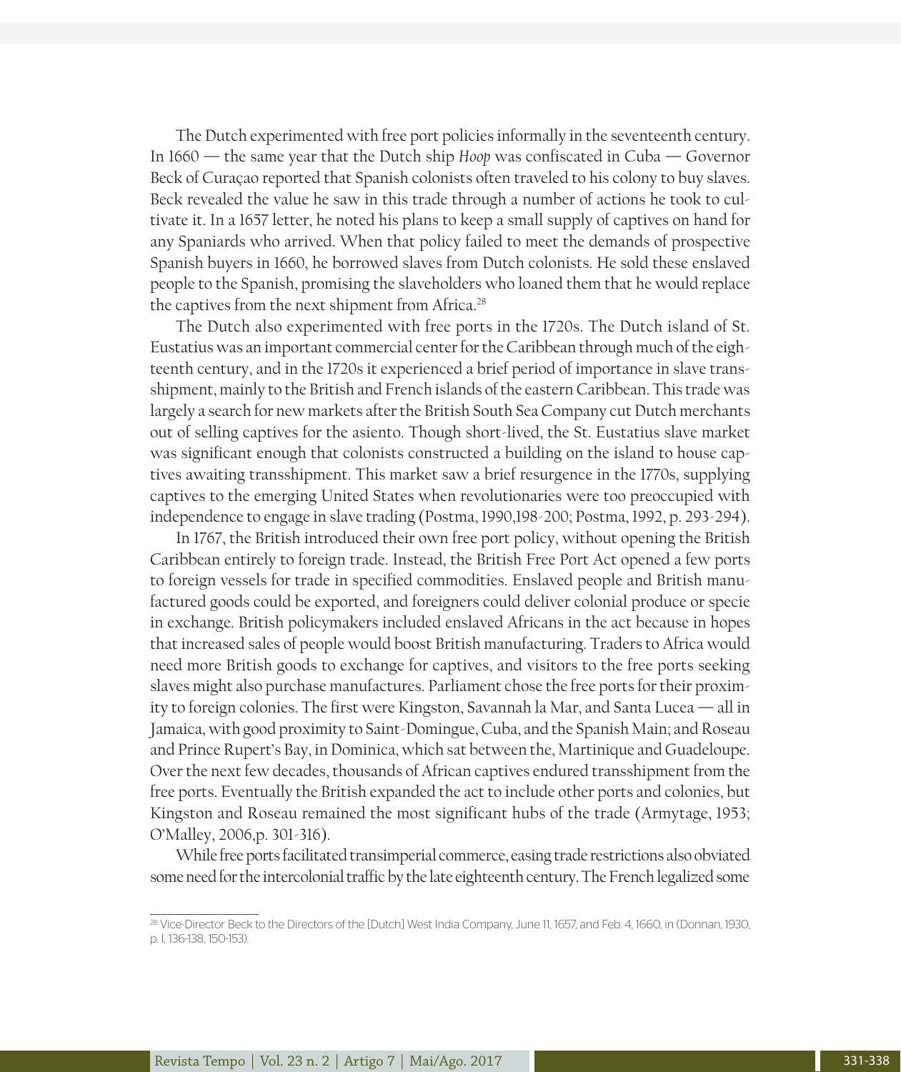The Dutch experimented with free port policies informally in the seventeenth century. In 1660 — the same year that the Dutch ship *Hoop* was confiscated in Cuba — Governor Beck of Curaçao reported that Spanish colonists often traveled to his colony to buy slaves. Beck revealed the value he saw in this trade through a number of actions he took to cultivate it. In a 1657 letter, he noted his plans to keep a small supply of captives on hand for any Spaniards who arrived. When that policy failed to meet the demands of prospective Spanish buyers in 1660, he borrowed slaves from Dutch colonists. He sold these enslaved people to the Spanish, promising the slaveholders who loaned them that he would replace the captives from the next shipment from Africa.[28]

The Dutch also experimented with free ports in the 1720s. The Dutch island of St. Eustatius was an important commercial center for the Caribbean through much of the eighteenth century, and in the 1720s it experienced a brief period of importance in slave transshipment, mainly to the British and French islands of the eastern Caribbean. This trade was largely a search for new markets after the British South Sea Company cut Dutch merchants out of selling captives for the asiento. Though short-lived, the St. Eustatius slave market was significant enough that colonists constructed a building on the island to house captives awaiting transshipment. This market saw a brief resurgence in the 1770s, supplying captives to the emerging United States when revolutionaries were too preoccupied with independence to engage in slave trading (Postma, 1990,198-200; Postma, 1992, p. 293-294).

In 1767, the British introduced their own free port policy, without opening the British Caribbean entirely to foreign trade. Instead, the British Free Port Act opened a few ports to foreign vessels for trade in specified commodities. Enslaved people and British manufactured goods could be exported, and foreigners could deliver colonial produce or specie in exchange. British policymakers included enslaved Africans in the act because in hopes that increased sales of people would boost British manufacturing. Traders to Africa would need more British goods to exchange for captives, and visitors to the free ports seeking slaves might also purchase manufactures. Parliament chose the free ports for their proximity to foreign colonies. The first were Kingston, Savannah la Mar, and Santa Lucea — all in Jamaica, with good proximity to Saint-Domingue, Cuba, and the Spanish Main; and Roseau and Prince Rupert's Bay, in Dominica, which sat between the, Martinique and Guadeloupe. Over the next few decades, thousands of African captives endured transshipment from the free ports. Eventually the British expanded the act to include other ports and colonies, but Kingston and Roseau remained the most significant hubs of the trade (Armytage, 1953; O'Malley, 2006,p. 301-316).

While free ports facilitated transimperial commerce, easing trade restrictions also obviated some need for the intercolonial traffic by the late eighteenth century. The French legalized some

[28] Vice-Director Beck to the Directors of the [Dutch] West India Company, June 11, 1657, and Feb. 4, 1660, in (Donnan, 1930, p. I, 136-138, 150-153).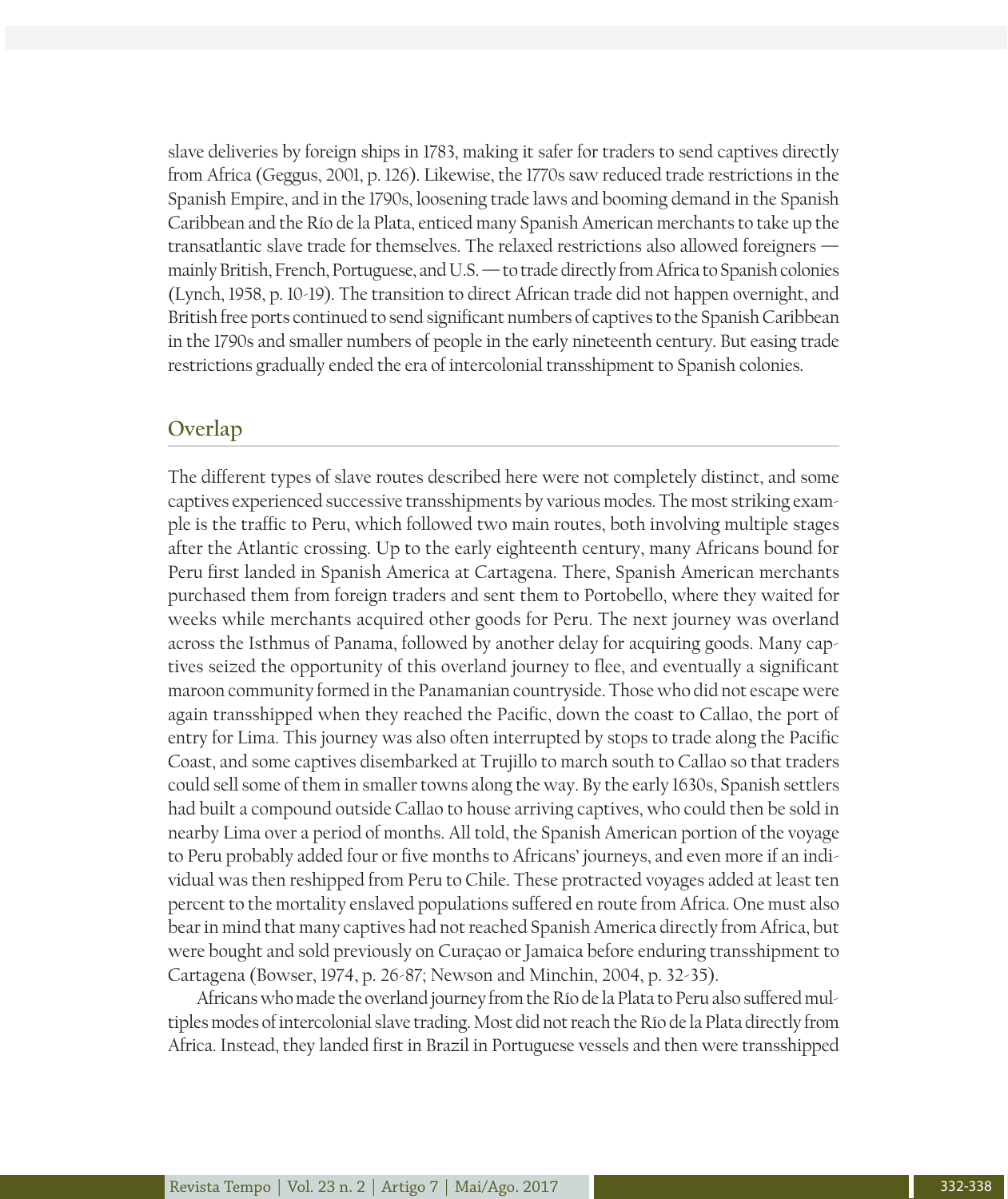slave deliveries by foreign ships in 1783, making it safer for traders to send captives directly from Africa (Geggus, 2001, p. 126). Likewise, the 1770s saw reduced trade restrictions in the Spanish Empire, and in the 1790s, loosening trade laws and booming demand in the Spanish Caribbean and the Río de la Plata, enticed many Spanish American merchants to take up the transatlantic slave trade for themselves. The relaxed restrictions also allowed foreigners — mainly British, French, Portuguese, and U.S. — to trade directly from Africa to Spanish colonies (Lynch, 1958, p. 10-19). The transition to direct African trade did not happen overnight, and British free ports continued to send significant numbers of captives to the Spanish Caribbean in the 1790s and smaller numbers of people in the early nineteenth century. But easing trade restrictions gradually ended the era of intercolonial transshipment to Spanish colonies.

## Overlap

The different types of slave routes described here were not completely distinct, and some captives experienced successive transshipments by various modes. The most striking example is the traffic to Peru, which followed two main routes, both involving multiple stages after the Atlantic crossing. Up to the early eighteenth century, many Africans bound for Peru first landed in Spanish America at Cartagena. There, Spanish American merchants purchased them from foreign traders and sent them to Portobello, where they waited for weeks while merchants acquired other goods for Peru. The next journey was overland across the Isthmus of Panama, followed by another delay for acquiring goods. Many captives seized the opportunity of this overland journey to flee, and eventually a significant maroon community formed in the Panamanian countryside. Those who did not escape were again transshipped when they reached the Pacific, down the coast to Callao, the port of entry for Lima. This journey was also often interrupted by stops to trade along the Pacific Coast, and some captives disembarked at Trujillo to march south to Callao so that traders could sell some of them in smaller towns along the way. By the early 1630s, Spanish settlers had built a compound outside Callao to house arriving captives, who could then be sold in nearby Lima over a period of months. All told, the Spanish American portion of the voyage to Peru probably added four or five months to Africans' journeys, and even more if an individual was then reshipped from Peru to Chile. These protracted voyages added at least ten percent to the mortality enslaved populations suffered en route from Africa. One must also bear in mind that many captives had not reached Spanish America directly from Africa, but were bought and sold previously on Curaçao or Jamaica before enduring transshipment to Cartagena (Bowser, 1974, p. 26-87; Newson and Minchin, 2004, p. 32-35).

Africans who made the overland journey from the Río de la Plata to Peru also suffered multiples modes of intercolonial slave trading. Most did not reach the Río de la Plata directly from Africa. Instead, they landed first in Brazil in Portuguese vessels and then were transshipped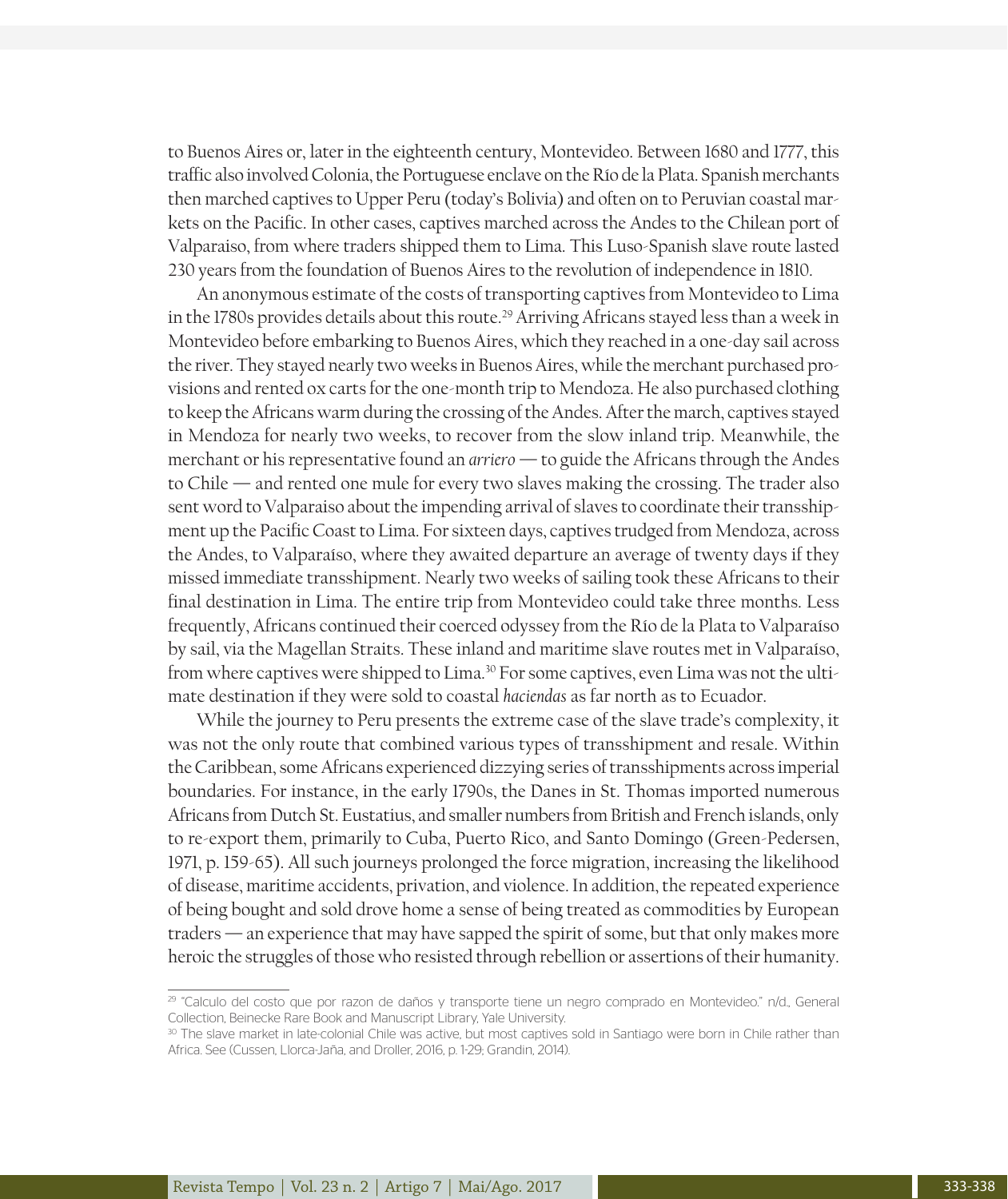to Buenos Aires or, later in the eighteenth century, Montevideo. Between 1680 and 1777, this traffic also involved Colonia, the Portuguese enclave on the Río de la Plata. Spanish merchants then marched captives to Upper Peru (today's Bolivia) and often on to Peruvian coastal markets on the Pacific. In other cases, captives marched across the Andes to the Chilean port of Valparaiso, from where traders shipped them to Lima. This Luso-Spanish slave route lasted 230 years from the foundation of Buenos Aires to the revolution of independence in 1810.

An anonymous estimate of the costs of transporting captives from Montevideo to Lima in the 1780s provides details about this route.[29] Arriving Africans stayed less than a week in Montevideo before embarking to Buenos Aires, which they reached in a one-day sail across the river. They stayed nearly two weeks in Buenos Aires, while the merchant purchased provisions and rented ox carts for the one-month trip to Mendoza. He also purchased clothing to keep the Africans warm during the crossing of the Andes. After the march, captives stayed in Mendoza for nearly two weeks, to recover from the slow inland trip. Meanwhile, the merchant or his representative found an *arriero* — to guide the Africans through the Andes to Chile — and rented one mule for every two slaves making the crossing. The trader also sent word to Valparaiso about the impending arrival of slaves to coordinate their transshipment up the Pacific Coast to Lima. For sixteen days, captives trudged from Mendoza, across the Andes, to Valparaíso, where they awaited departure an average of twenty days if they missed immediate transshipment. Nearly two weeks of sailing took these Africans to their final destination in Lima. The entire trip from Montevideo could take three months. Less frequently, Africans continued their coerced odyssey from the Río de la Plata to Valparaíso by sail, via the Magellan Straits. These inland and maritime slave routes met in Valparaíso, from where captives were shipped to Lima.[30] For some captives, even Lima was not the ultimate destination if they were sold to coastal *haciendas* as far north as to Ecuador.

While the journey to Peru presents the extreme case of the slave trade's complexity, it was not the only route that combined various types of transshipment and resale. Within the Caribbean, some Africans experienced dizzying series of transshipments across imperial boundaries. For instance, in the early 1790s, the Danes in St. Thomas imported numerous Africans from Dutch St. Eustatius, and smaller numbers from British and French islands, only to re-export them, primarily to Cuba, Puerto Rico, and Santo Domingo (Green-Pedersen, 1971, p. 159-65). All such journeys prolonged the force migration, increasing the likelihood of disease, maritime accidents, privation, and violence. In addition, the repeated experience of being bought and sold drove home a sense of being treated as commodities by European traders — an experience that may have sapped the spirit of some, but that only makes more heroic the struggles of those who resisted through rebellion or assertions of their humanity.

---

[29] "Calculo del costo que por razon de daños y transporte tiene un negro comprado en Montevideo." n/d., General Collection, Beinecke Rare Book and Manuscript Library, Yale University.

[30] The slave market in late-colonial Chile was active, but most captives sold in Santiago were born in Chile rather than Africa. See (Cussen, Llorca-Jaña, and Droller, 2016, p. 1-29; Grandin, 2014).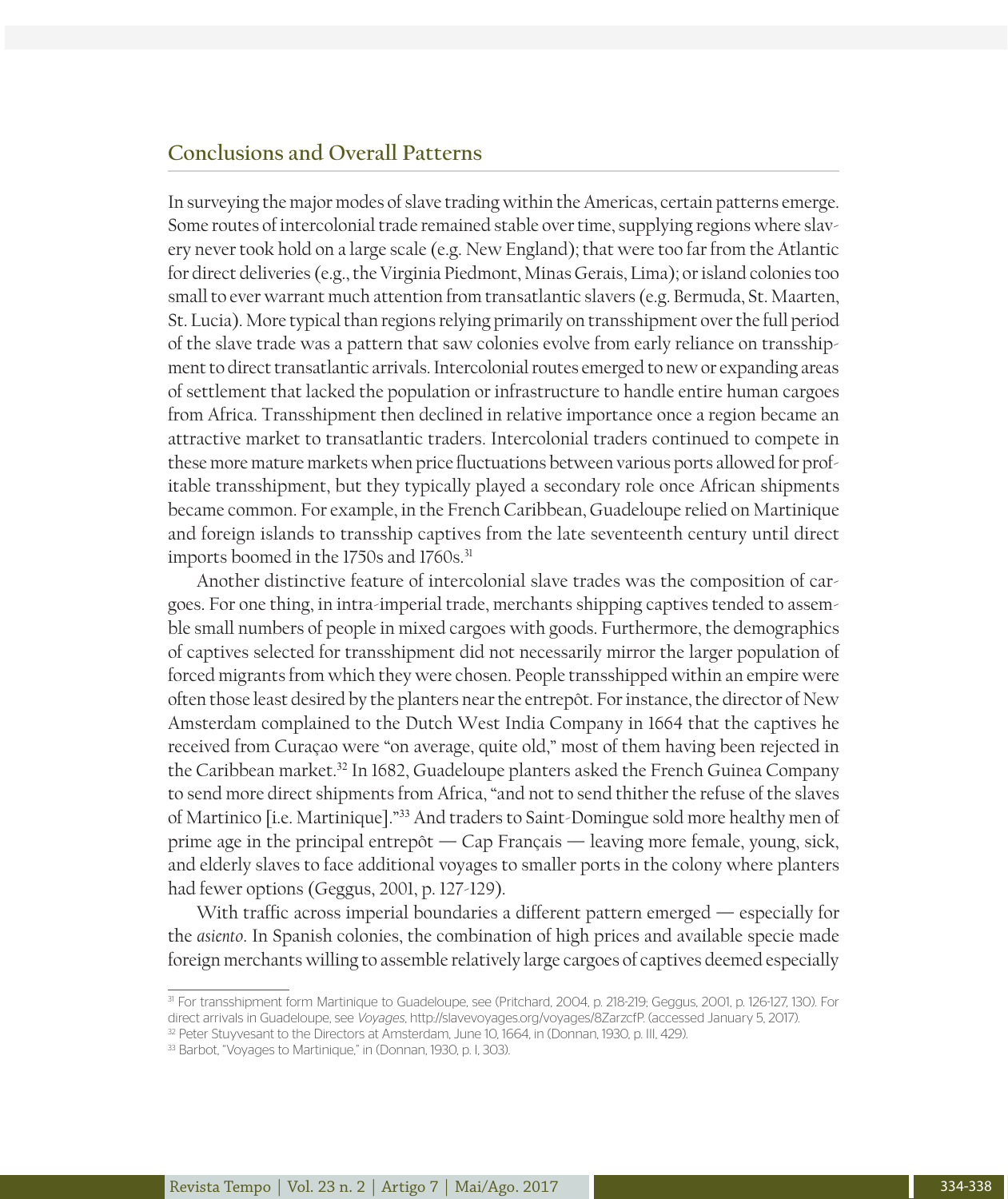## Conclusions and Overall Patterns

In surveying the major modes of slave trading within the Americas, certain patterns emerge. Some routes of intercolonial trade remained stable over time, supplying regions where slavery never took hold on a large scale (e.g. New England); that were too far from the Atlantic for direct deliveries (e.g., the Virginia Piedmont, Minas Gerais, Lima); or island colonies too small to ever warrant much attention from transatlantic slavers (e.g. Bermuda, St. Maarten, St. Lucia). More typical than regions relying primarily on transshipment over the full period of the slave trade was a pattern that saw colonies evolve from early reliance on transshipment to direct transatlantic arrivals. Intercolonial routes emerged to new or expanding areas of settlement that lacked the population or infrastructure to handle entire human cargoes from Africa. Transshipment then declined in relative importance once a region became an attractive market to transatlantic traders. Intercolonial traders continued to compete in these more mature markets when price fluctuations between various ports allowed for profitable transshipment, but they typically played a secondary role once African shipments became common. For example, in the French Caribbean, Guadeloupe relied on Martinique and foreign islands to transship captives from the late seventeenth century until direct imports boomed in the 1750s and 1760s.[31]

Another distinctive feature of intercolonial slave trades was the composition of cargoes. For one thing, in intra-imperial trade, merchants shipping captives tended to assemble small numbers of people in mixed cargoes with goods. Furthermore, the demographics of captives selected for transshipment did not necessarily mirror the larger population of forced migrants from which they were chosen. People transshipped within an empire were often those least desired by the planters near the entrepôt. For instance, the director of New Amsterdam complained to the Dutch West India Company in 1664 that the captives he received from Curaçao were "on average, quite old," most of them having been rejected in the Caribbean market.[32] In 1682, Guadeloupe planters asked the French Guinea Company to send more direct shipments from Africa, "and not to send thither the refuse of the slaves of Martinico [i.e. Martinique]."[33] And traders to Saint-Domingue sold more healthy men of prime age in the principal entrepôt — Cap Français — leaving more female, young, sick, and elderly slaves to face additional voyages to smaller ports in the colony where planters had fewer options (Geggus, 2001, p. 127-129).

With traffic across imperial boundaries a different pattern emerged — especially for the *asiento*. In Spanish colonies, the combination of high prices and available specie made foreign merchants willing to assemble relatively large cargoes of captives deemed especially

---

[31] For transshipment form Martinique to Guadeloupe, see (Pritchard, 2004, p. 218-219; Geggus, 2001, p. 126-127, 130). For direct arrivals in Guadeloupe, see *Voyages*, http://slavevoyages.org/voyages/8ZarzcfP. (accessed January 5, 2017).

[32] Peter Stuyvesant to the Directors at Amsterdam, June 10, 1664, in (Donnan, 1930, p. III, 429).

[33] Barbot, "Voyages to Martinique," in (Donnan, 1930, p. I, 303).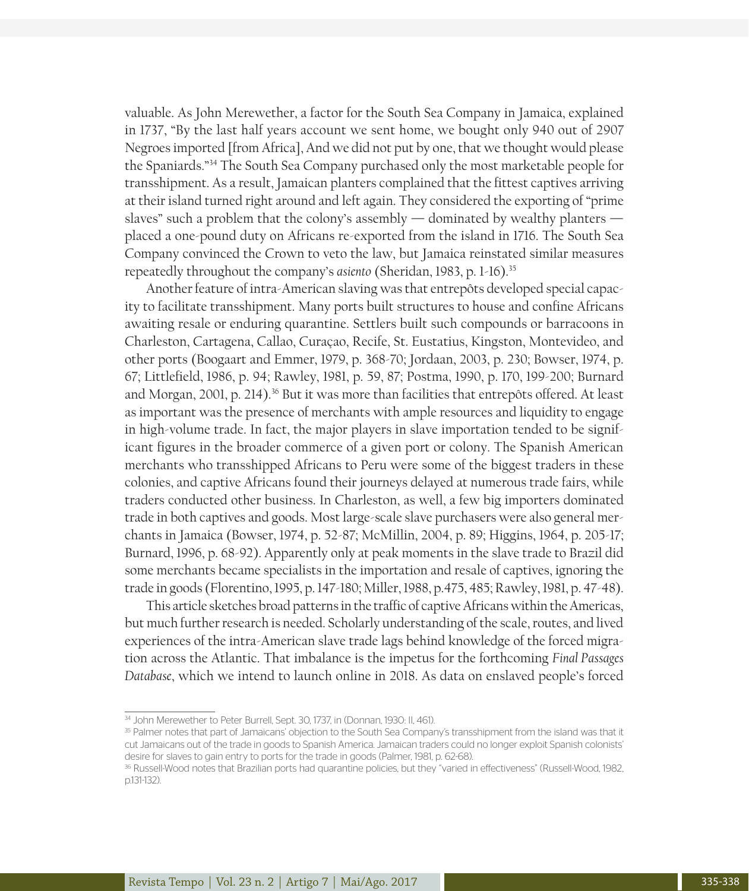valuable. As John Merewether, a factor for the South Sea Company in Jamaica, explained in 1737, "By the last half years account we sent home, we bought only 940 out of 2907 Negroes imported [from Africa], And we did not put by one, that we thought would please the Spaniards."[34] The South Sea Company purchased only the most marketable people for transshipment. As a result, Jamaican planters complained that the fittest captives arriving at their island turned right around and left again. They considered the exporting of "prime slaves" such a problem that the colony's assembly — dominated by wealthy planters — placed a one-pound duty on Africans re-exported from the island in 1716. The South Sea Company convinced the Crown to veto the law, but Jamaica reinstated similar measures repeatedly throughout the company's *asiento* (Sheridan, 1983, p. 1-16).[35]

Another feature of intra-American slaving was that entrepôts developed special capacity to facilitate transshipment. Many ports built structures to house and confine Africans awaiting resale or enduring quarantine. Settlers built such compounds or barracoons in Charleston, Cartagena, Callao, Curaçao, Recife, St. Eustatius, Kingston, Montevideo, and other ports (Boogaart and Emmer, 1979, p. 368-70; Jordaan, 2003, p. 230; Bowser, 1974, p. 67; Littlefield, 1986, p. 94; Rawley, 1981, p. 59, 87; Postma, 1990, p. 170, 199-200; Burnard and Morgan, 2001, p. 214).[36] But it was more than facilities that entrepôts offered. At least as important was the presence of merchants with ample resources and liquidity to engage in high-volume trade. In fact, the major players in slave importation tended to be significant figures in the broader commerce of a given port or colony. The Spanish American merchants who transshipped Africans to Peru were some of the biggest traders in these colonies, and captive Africans found their journeys delayed at numerous trade fairs, while traders conducted other business. In Charleston, as well, a few big importers dominated trade in both captives and goods. Most large-scale slave purchasers were also general merchants in Jamaica (Bowser, 1974, p. 52-87; McMillin, 2004, p. 89; Higgins, 1964, p. 205-17; Burnard, 1996, p. 68-92). Apparently only at peak moments in the slave trade to Brazil did some merchants became specialists in the importation and resale of captives, ignoring the trade in goods (Florentino, 1995, p. 147-180; Miller, 1988, p.475, 485; Rawley, 1981, p. 47-48).

This article sketches broad patterns in the traffic of captive Africans within the Americas, but much further research is needed. Scholarly understanding of the scale, routes, and lived experiences of the intra-American slave trade lags behind knowledge of the forced migration across the Atlantic. That imbalance is the impetus for the forthcoming *Final Passages Database*, which we intend to launch online in 2018. As data on enslaved people's forced

[34] John Merewether to Peter Burrell, Sept. 30, 1737, in (Donnan, 1930: II, 461).

[35] Palmer notes that part of Jamaicans' objection to the South Sea Company's transshipment from the island was that it cut Jamaicans out of the trade in goods to Spanish America. Jamaican traders could no longer exploit Spanish colonists' desire for slaves to gain entry to ports for the trade in goods (Palmer, 1981, p. 62-68).

[36] Russell-Wood notes that Brazilian ports had quarantine policies, but they "varied in effectiveness" (Russell-Wood, 1982, p.131-132).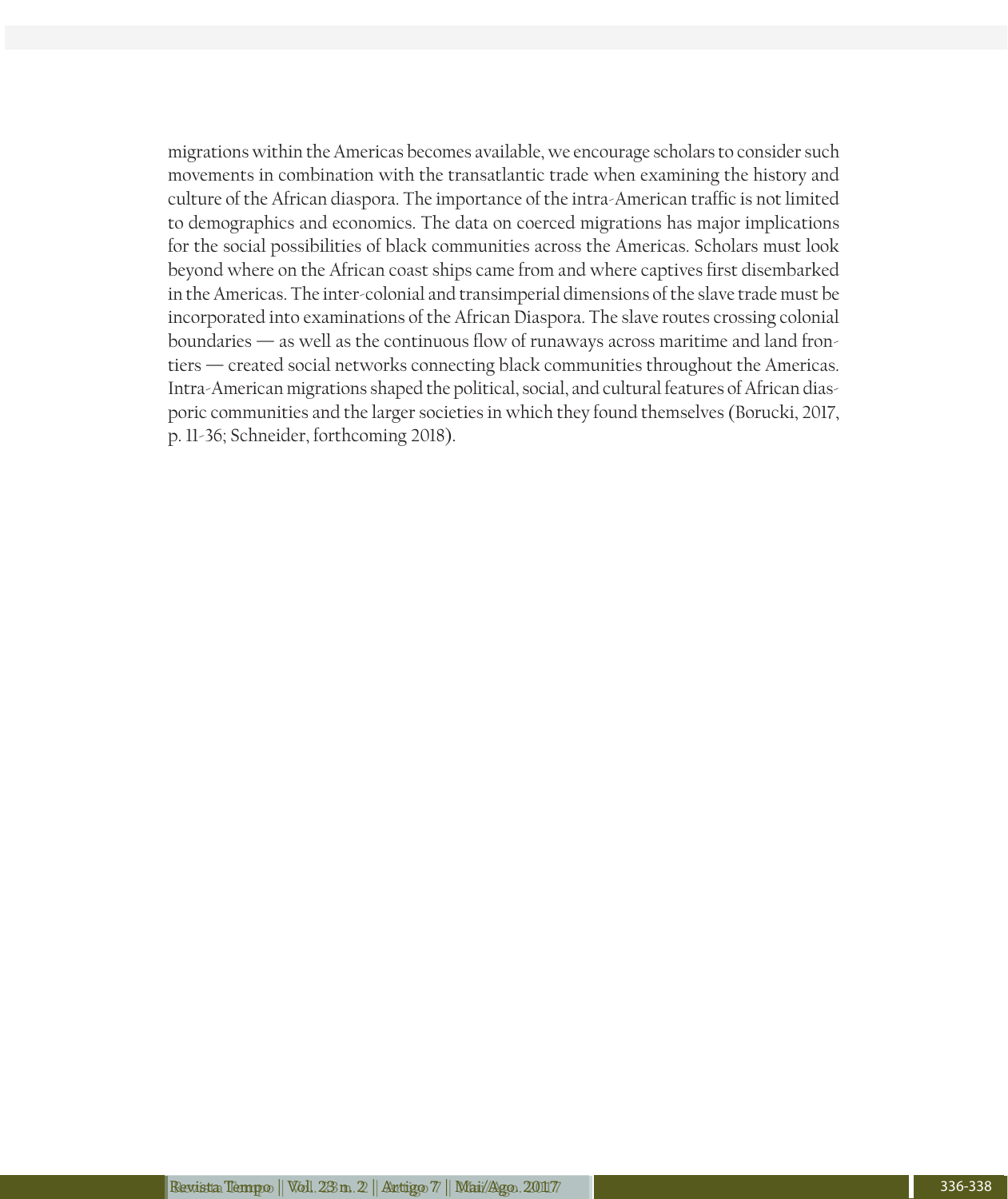migrations within the Americas becomes available, we encourage scholars to consider such movements in combination with the transatlantic trade when examining the history and culture of the African diaspora. The importance of the intra-American traffic is not limited to demographics and economics. The data on coerced migrations has major implications for the social possibilities of black communities across the Americas. Scholars must look beyond where on the African coast ships came from and where captives first disembarked in the Americas. The inter-colonial and transimperial dimensions of the slave trade must be incorporated into examinations of the African Diaspora. The slave routes crossing colonial boundaries — as well as the continuous flow of runaways across maritime and land frontiers — created social networks connecting black communities throughout the Americas. Intra-American migrations shaped the political, social, and cultural features of African diasporic communities and the larger societies in which they found themselves (Borucki, 2017, p. 11-36; Schneider, forthcoming 2018).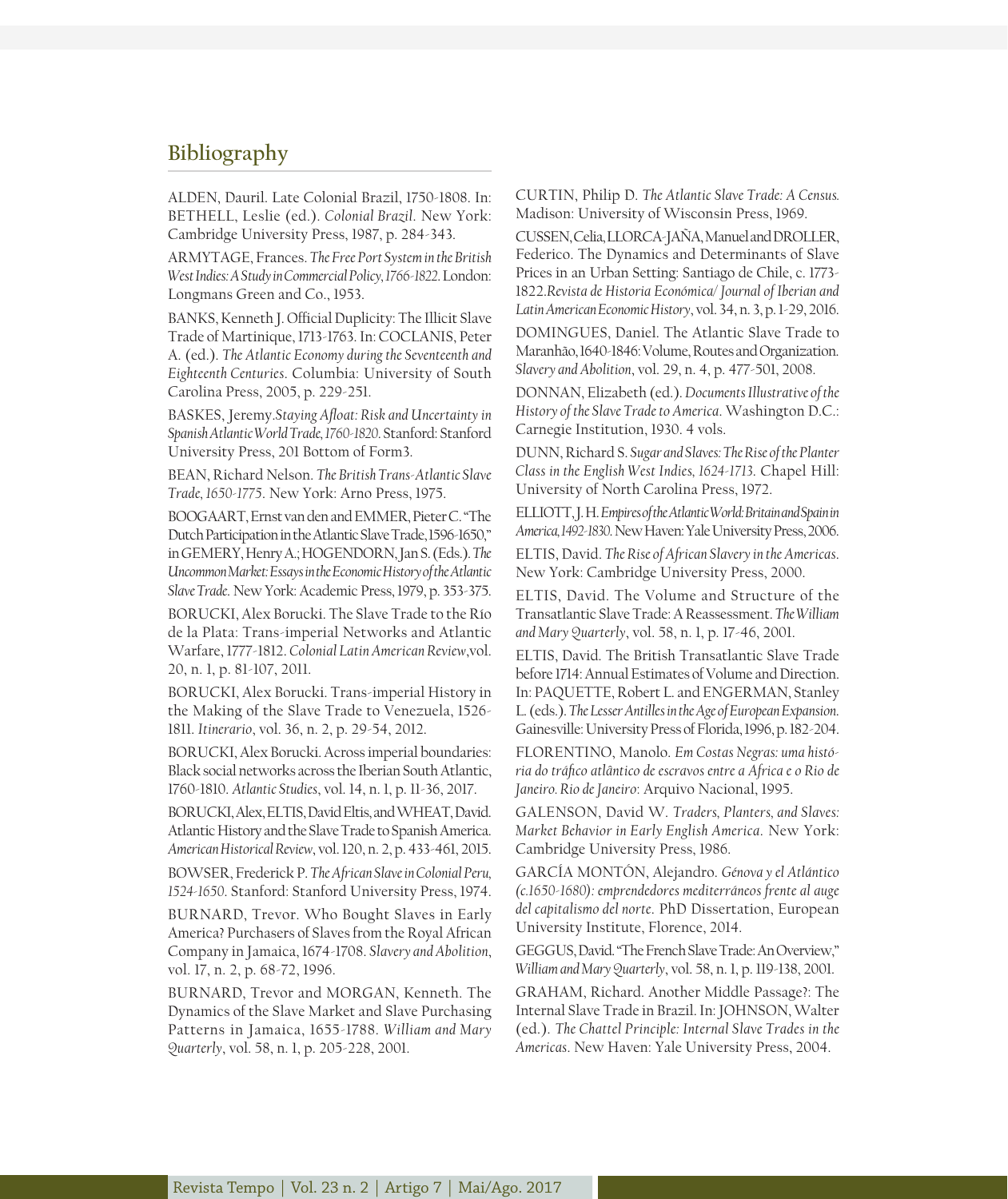## Bibliography

ALDEN, Dauril. Late Colonial Brazil, 1750-1808. In: BETHELL, Leslie (ed.). *Colonial Brazil*. New York: Cambridge University Press, 1987, p. 284-343.

ARMYTAGE, Frances. *The Free Port System in the British West Indies: A Study in Commercial Policy, 1766-1822*. London: Longmans Green and Co., 1953.

BANKS, Kenneth J. Official Duplicity: The Illicit Slave Trade of Martinique, 1713-1763. In: COCLANIS, Peter A. (ed.). *The Atlantic Economy during the Seventeenth and Eighteenth Centuries*. Columbia: University of South Carolina Press, 2005, p. 229-251.

BASKES, Jeremy.*Staying Afloat: Risk and Uncertainty in Spanish Atlantic World Trade, 1760-1820*. Stanford: Stanford University Press, 201 Bottom of Form3.

BEAN, Richard Nelson. *The British Trans-Atlantic Slave Trade, 1650-1775*. New York: Arno Press, 1975.

BOOGAART, Ernst van den and EMMER, Pieter C. "The Dutch Participation in the Atlantic Slave Trade, 1596-1650," in GEMERY, Henry A.; HOGENDORN, Jan S. (Eds.). *The Uncommon Market: Essays in the Economic History of the Atlantic Slave Trade*. New York: Academic Press, 1979, p. 353-375.

BORUCKI, Alex Borucki. The Slave Trade to the Río de la Plata: Trans-imperial Networks and Atlantic Warfare, 1777-1812. *Colonial Latin American Review*,vol. 20, n. 1, p. 81-107, 2011.

BORUCKI, Alex Borucki. Trans-imperial History in the Making of the Slave Trade to Venezuela, 1526-1811. *Itinerario*, vol. 36, n. 2, p. 29-54, 2012.

BORUCKI, Alex Borucki. Across imperial boundaries: Black social networks across the Iberian South Atlantic, 1760-1810. *Atlantic Studies*, vol. 14, n. 1, p. 11-36, 2017.

BORUCKI, Alex, ELTIS, David Eltis, and WHEAT, David. Atlantic History and the Slave Trade to Spanish America. *American Historical Review*, vol. 120, n. 2, p. 433-461, 2015.

BOWSER, Frederick P. *The African Slave in Colonial Peru, 1524-1650*. Stanford: Stanford University Press, 1974.

BURNARD, Trevor. Who Bought Slaves in Early America? Purchasers of Slaves from the Royal African Company in Jamaica, 1674-1708. *Slavery and Abolition*, vol. 17, n. 2, p. 68-72, 1996.

BURNARD, Trevor and MORGAN, Kenneth. The Dynamics of the Slave Market and Slave Purchasing Patterns in Jamaica, 1655-1788. *William and Mary Quarterly*, vol. 58, n. 1, p. 205-228, 2001.

CURTIN, Philip D. *The Atlantic Slave Trade: A Census*. Madison: University of Wisconsin Press, 1969.

CUSSEN, Celia, LLORCA-JAÑA, Manuel and DROLLER, Federico. The Dynamics and Determinants of Slave Prices in an Urban Setting: Santiago de Chile, c. 1773-1822.*Revista de Historia Económica/ Journal of Iberian and Latin American Economic History*, vol. 34, n. 3, p. 1-29, 2016.

DOMINGUES, Daniel. The Atlantic Slave Trade to Maranhão, 1640-1846: Volume, Routes and Organization. *Slavery and Abolition*, vol. 29, n. 4, p. 477-501, 2008.

DONNAN, Elizabeth (ed.). *Documents Illustrative of the History of the Slave Trade to America*. Washington D.C.: Carnegie Institution, 1930. 4 vols.

DUNN, Richard S. *Sugar and Slaves: The Rise of the Planter Class in the English West Indies, 1624-1713*. Chapel Hill: University of North Carolina Press, 1972.

ELLIOTT, J. H. *Empires of the Atlantic World: Britain and Spain in America, 1492-1830*. New Haven: Yale University Press, 2006.

ELTIS, David. *The Rise of African Slavery in the Americas*. New York: Cambridge University Press, 2000.

ELTIS, David. The Volume and Structure of the Transatlantic Slave Trade: A Reassessment. *The William and Mary Quarterly*, vol. 58, n. 1, p. 17-46, 2001.

ELTIS, David. The British Transatlantic Slave Trade before 1714: Annual Estimates of Volume and Direction. In: PAQUETTE, Robert L. and ENGERMAN, Stanley L. (eds.). *The Lesser Antilles in the Age of European Expansion*. Gainesville: University Press of Florida, 1996, p. 182-204.

FLORENTINO, Manolo. *Em Costas Negras: uma história do tráfico atlântico de escravos entre a África e o Rio de Janeiro. Rio de Janeiro*: Arquivo Nacional, 1995.

GALENSON, David W. *Traders, Planters, and Slaves: Market Behavior in Early English America*. New York: Cambridge University Press, 1986.

GARCÍA MONTÓN, Alejandro. *Génova y el Atlántico (c.1650-1680): emprendedores mediterráneos frente al auge del capitalismo del norte*. PhD Dissertation, European University Institute, Florence, 2014.

GEGGUS, David. "The French Slave Trade: An Overview," *William and Mary Quarterly*, vol. 58, n. 1, p. 119-138, 2001.

GRAHAM, Richard. Another Middle Passage?: The Internal Slave Trade in Brazil. In: JOHNSON, Walter (ed.). *The Chattel Principle: Internal Slave Trades in the Americas*. New Haven: Yale University Press, 2004.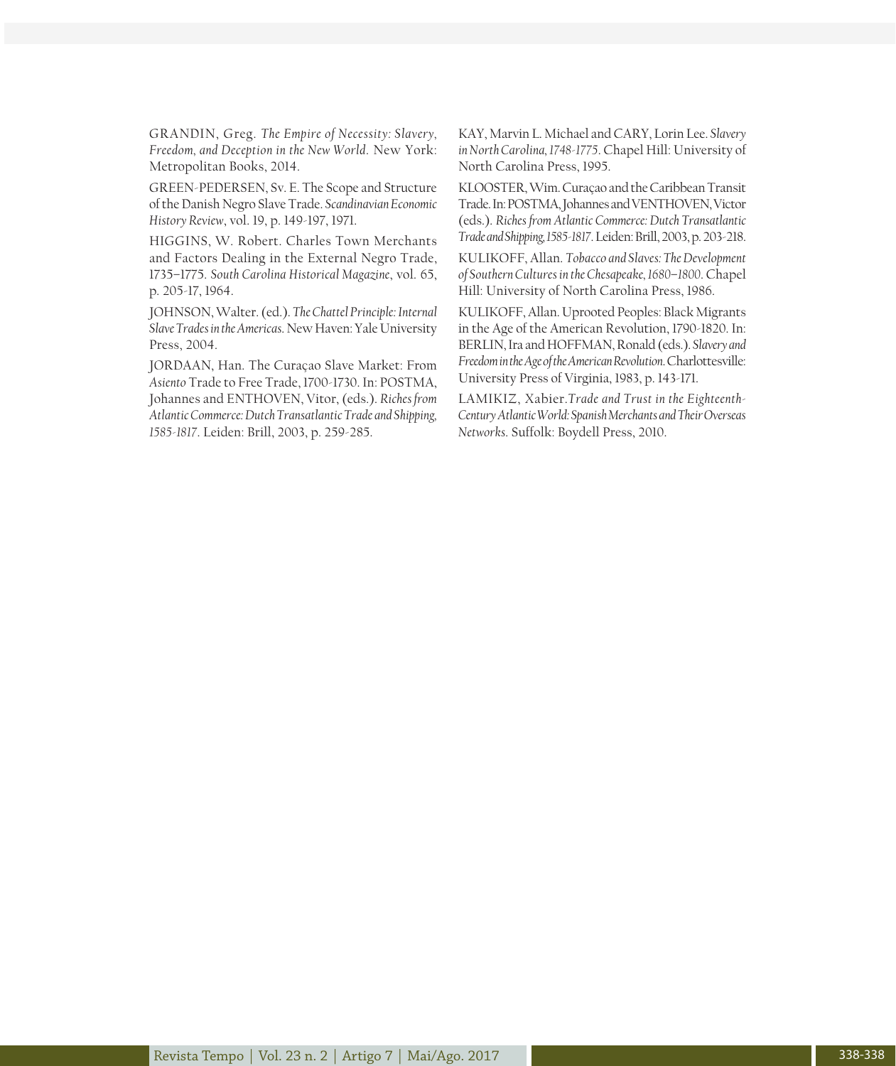GRANDIN, Greg. *The Empire of Necessity: Slavery, Freedom, and Deception in the New World*. New York: Metropolitan Books, 2014.

GREEN-PEDERSEN, Sv. E. The Scope and Structure of the Danish Negro Slave Trade. *Scandinavian Economic History Review*, vol. 19, p. 149-197, 1971.

HIGGINS, W. Robert. Charles Town Merchants and Factors Dealing in the External Negro Trade, 1735–1775. *South Carolina Historical Magazine*, vol. 65, p. 205-17, 1964.

JOHNSON, Walter. (ed.). *The Chattel Principle: Internal Slave Trades in the Americas*. New Haven: Yale University Press, 2004.

JORDAAN, Han. The Curaçao Slave Market: From *Asiento* Trade to Free Trade, 1700-1730. In: POSTMA, Johannes and ENTHOVEN, Vitor, (eds.). *Riches from Atlantic Commerce: Dutch Transatlantic Trade and Shipping, 1585-1817*. Leiden: Brill, 2003, p. 259-285.

KAY, Marvin L. Michael and CARY, Lorin Lee. *Slavery in North Carolina, 1748-1775*. Chapel Hill: University of North Carolina Press, 1995.

KLOOSTER, Wim. Curaçao and the Caribbean Transit Trade. In: POSTMA, Johannes and VENTHOVEN, Victor (eds.). *Riches from Atlantic Commerce: Dutch Transatlantic Trade and Shipping, 1585-1817*. Leiden: Brill, 2003, p. 203-218.

KULIKOFF, Allan. *Tobacco and Slaves: The Development of Southern Cultures in the Chesapeake, 1680–1800*. Chapel Hill: University of North Carolina Press, 1986.

KULIKOFF, Allan. Uprooted Peoples: Black Migrants in the Age of the American Revolution, 1790-1820. In: BERLIN, Ira and HOFFMAN, Ronald (eds.). *Slavery and Freedom in the Age of the American Revolution*. Charlottesville: University Press of Virginia, 1983, p. 143-171.

LAMIKIZ, Xabier.*Trade and Trust in the Eighteenth-Century Atlantic World: Spanish Merchants and Their Overseas Networks*. Suffolk: Boydell Press, 2010.